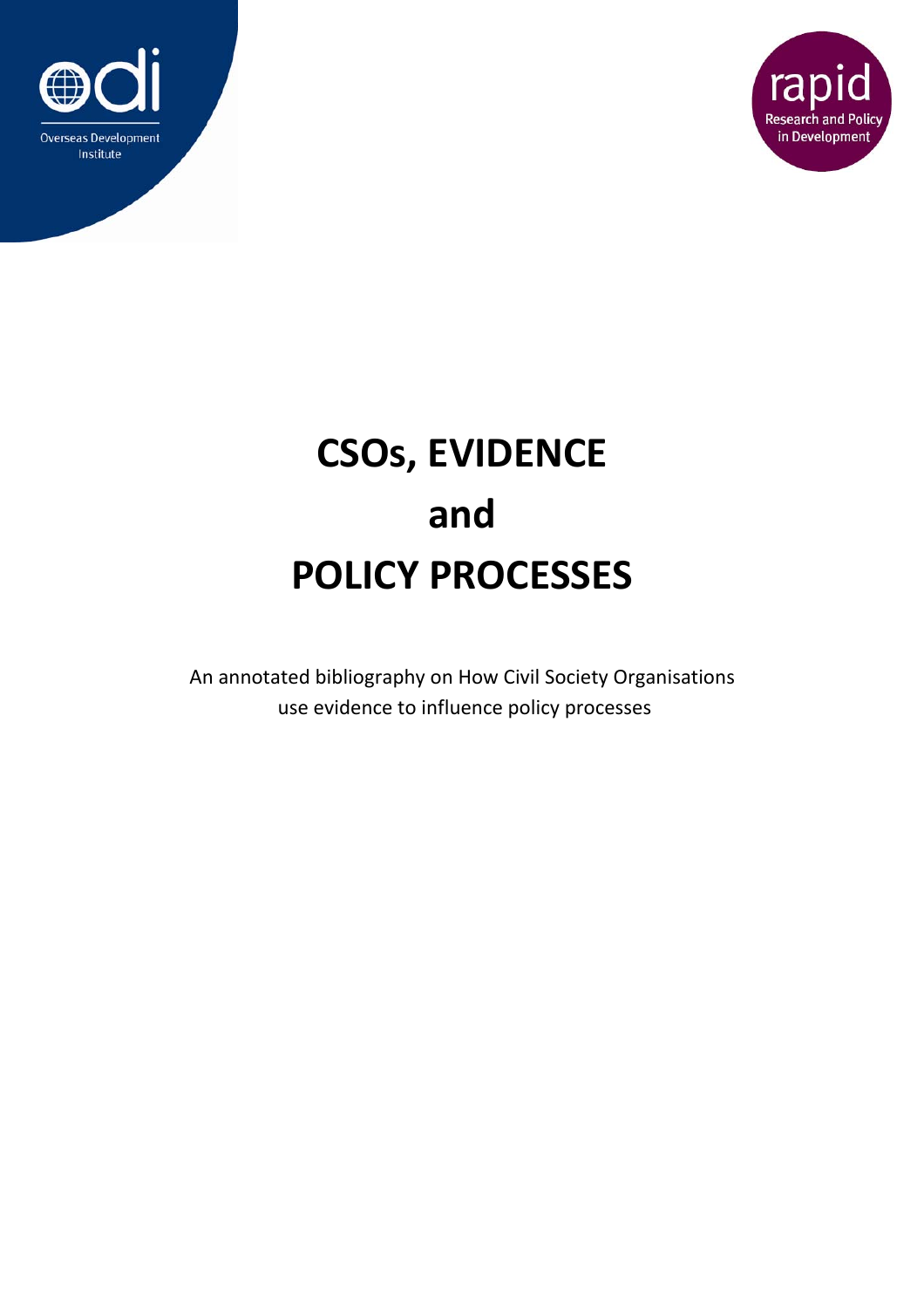Overseas Development Institute

rapid
Research and Policy in Development

# CSOs, EVIDENCE and POLICY PROCESSES

An annotated bibliography on How Civil Society Organisations use evidence to influence policy processes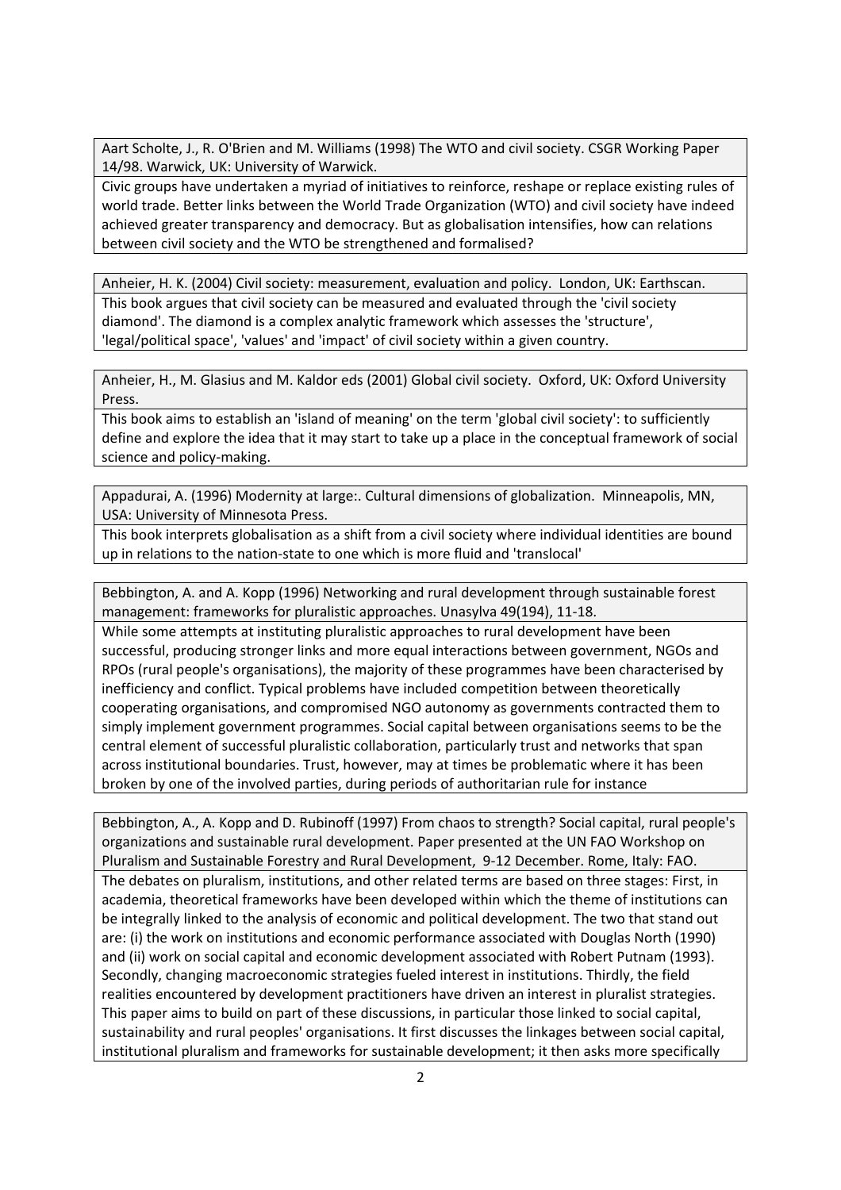Aart Scholte, J., R. O'Brien and M. Williams (1998) The WTO and civil society. CSGR Working Paper 14/98. Warwick, UK: University of Warwick.

Civic groups have undertaken a myriad of initiatives to reinforce, reshape or replace existing rules of world trade. Better links between the World Trade Organization (WTO) and civil society have indeed achieved greater transparency and democracy. But as globalisation intensifies, how can relations between civil society and the WTO be strengthened and formalised?

Anheier, H. K. (2004) Civil society: measurement, evaluation and policy. London, UK: Earthscan.

This book argues that civil society can be measured and evaluated through the 'civil society diamond'. The diamond is a complex analytic framework which assesses the 'structure', 'legal/political space', 'values' and 'impact' of civil society within a given country.

Anheier, H., M. Glasius and M. Kaldor eds (2001) Global civil society. Oxford, UK: Oxford University Press.

This book aims to establish an 'island of meaning' on the term 'global civil society': to sufficiently define and explore the idea that it may start to take up a place in the conceptual framework of social science and policy-making.

Appadurai, A. (1996) Modernity at large:. Cultural dimensions of globalization. Minneapolis, MN, USA: University of Minnesota Press.

This book interprets globalisation as a shift from a civil society where individual identities are bound up in relations to the nation-state to one which is more fluid and 'translocal'

Bebbington, A. and A. Kopp (1996) Networking and rural development through sustainable forest management: frameworks for pluralistic approaches. Unasylva 49(194), 11-18.

While some attempts at instituting pluralistic approaches to rural development have been successful, producing stronger links and more equal interactions between government, NGOs and RPOs (rural people's organisations), the majority of these programmes have been characterised by inefficiency and conflict. Typical problems have included competition between theoretically cooperating organisations, and compromised NGO autonomy as governments contracted them to simply implement government programmes. Social capital between organisations seems to be the central element of successful pluralistic collaboration, particularly trust and networks that span across institutional boundaries. Trust, however, may at times be problematic where it has been broken by one of the involved parties, during periods of authoritarian rule for instance

Bebbington, A., A. Kopp and D. Rubinoff (1997) From chaos to strength? Social capital, rural people's organizations and sustainable rural development. Paper presented at the UN FAO Workshop on Pluralism and Sustainable Forestry and Rural Development, 9-12 December. Rome, Italy: FAO.

The debates on pluralism, institutions, and other related terms are based on three stages: First, in academia, theoretical frameworks have been developed within which the theme of institutions can be integrally linked to the analysis of economic and political development. The two that stand out are: (i) the work on institutions and economic performance associated with Douglas North (1990) and (ii) work on social capital and economic development associated with Robert Putnam (1993). Secondly, changing macroeconomic strategies fueled interest in institutions. Thirdly, the field realities encountered by development practitioners have driven an interest in pluralist strategies. This paper aims to build on part of these discussions, in particular those linked to social capital, sustainability and rural peoples' organisations. It first discusses the linkages between social capital, institutional pluralism and frameworks for sustainable development; it then asks more specifically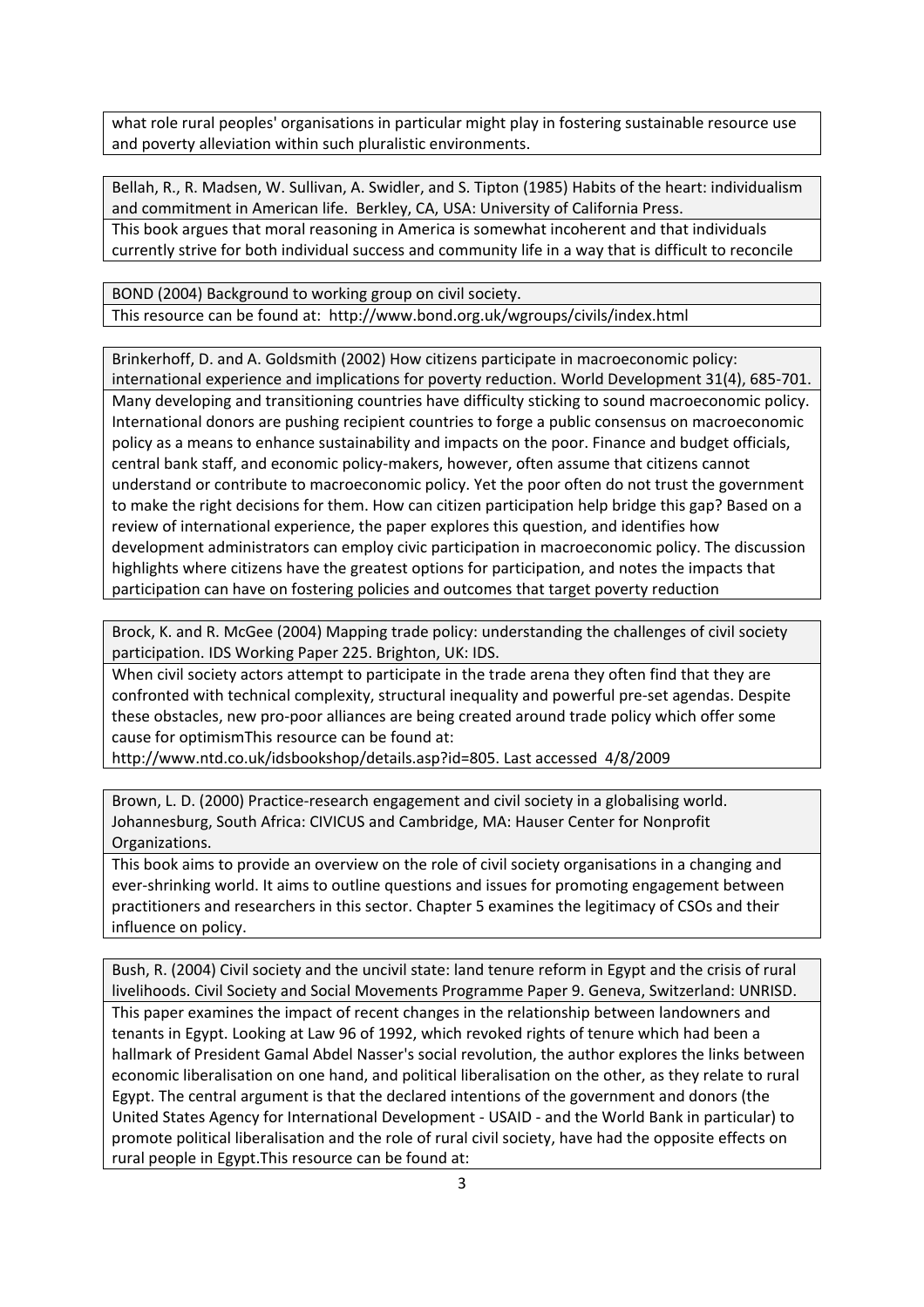what role rural peoples' organisations in particular might play in fostering sustainable resource use and poverty alleviation within such pluralistic environments.

Bellah, R., R. Madsen, W. Sullivan, A. Swidler, and S. Tipton (1985) Habits of the heart: individualism and commitment in American life. Berkley, CA, USA: University of California Press.

This book argues that moral reasoning in America is somewhat incoherent and that individuals currently strive for both individual success and community life in a way that is difficult to reconcile

BOND (2004) Background to working group on civil society.

This resource can be found at: http://www.bond.org.uk/wgroups/civils/index.html

Brinkerhoff, D. and A. Goldsmith (2002) How citizens participate in macroeconomic policy: international experience and implications for poverty reduction. World Development 31(4), 685-701.

Many developing and transitioning countries have difficulty sticking to sound macroeconomic policy. International donors are pushing recipient countries to forge a public consensus on macroeconomic policy as a means to enhance sustainability and impacts on the poor. Finance and budget officials, central bank staff, and economic policy-makers, however, often assume that citizens cannot understand or contribute to macroeconomic policy. Yet the poor often do not trust the government to make the right decisions for them. How can citizen participation help bridge this gap? Based on a review of international experience, the paper explores this question, and identifies how development administrators can employ civic participation in macroeconomic policy. The discussion highlights where citizens have the greatest options for participation, and notes the impacts that participation can have on fostering policies and outcomes that target poverty reduction

Brock, K. and R. McGee (2004) Mapping trade policy: understanding the challenges of civil society participation. IDS Working Paper 225. Brighton, UK: IDS.

When civil society actors attempt to participate in the trade arena they often find that they are confronted with technical complexity, structural inequality and powerful pre-set agendas. Despite these obstacles, new pro-poor alliances are being created around trade policy which offer some cause for optimismThis resource can be found at:
http://www.ntd.co.uk/idsbookshop/details.asp?id=805. Last accessed 4/8/2009

Brown, L. D. (2000) Practice-research engagement and civil society in a globalising world. Johannesburg, South Africa: CIVICUS and Cambridge, MA: Hauser Center for Nonprofit Organizations.

This book aims to provide an overview on the role of civil society organisations in a changing and ever-shrinking world. It aims to outline questions and issues for promoting engagement between practitioners and researchers in this sector. Chapter 5 examines the legitimacy of CSOs and their influence on policy.

Bush, R. (2004) Civil society and the uncivil state: land tenure reform in Egypt and the crisis of rural livelihoods. Civil Society and Social Movements Programme Paper 9. Geneva, Switzerland: UNRISD.

This paper examines the impact of recent changes in the relationship between landowners and tenants in Egypt. Looking at Law 96 of 1992, which revoked rights of tenure which had been a hallmark of President Gamal Abdel Nasser's social revolution, the author explores the links between economic liberalisation on one hand, and political liberalisation on the other, as they relate to rural Egypt. The central argument is that the declared intentions of the government and donors (the United States Agency for International Development - USAID - and the World Bank in particular) to promote political liberalisation and the role of rural civil society, have had the opposite effects on rural people in Egypt.This resource can be found at: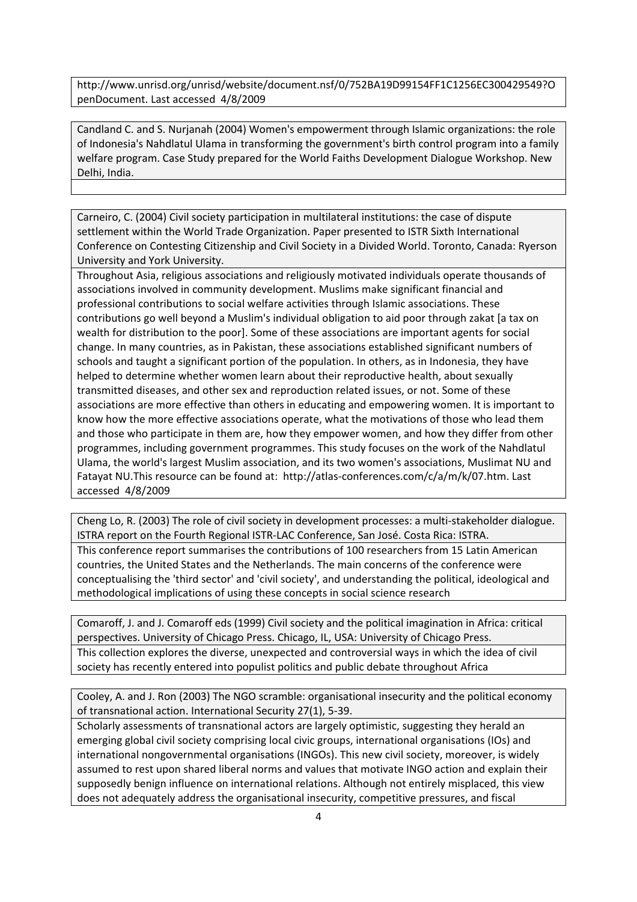http://www.unrisd.org/unrisd/website/document.nsf/0/752BA19D99154FF1C1256EC300429549?OpenDocument. Last accessed 4/8/2009

Candland C. and S. Nurjanah (2004) Women's empowerment through Islamic organizations: the role of Indonesia's Nahdlatul Ulama in transforming the government's birth control program into a family welfare program. Case Study prepared for the World Faiths Development Dialogue Workshop. New Delhi, India.

Carneiro, C. (2004) Civil society participation in multilateral institutions: the case of dispute settlement within the World Trade Organization. Paper presented to ISTR Sixth International Conference on Contesting Citizenship and Civil Society in a Divided World. Toronto, Canada: Ryerson University and York University.

Throughout Asia, religious associations and religiously motivated individuals operate thousands of associations involved in community development. Muslims make significant financial and professional contributions to social welfare activities through Islamic associations. These contributions go well beyond a Muslim's individual obligation to aid poor through zakat [a tax on wealth for distribution to the poor]. Some of these associations are important agents for social change. In many countries, as in Pakistan, these associations established significant numbers of schools and taught a significant portion of the population. In others, as in Indonesia, they have helped to determine whether women learn about their reproductive health, about sexually transmitted diseases, and other sex and reproduction related issues, or not. Some of these associations are more effective than others in educating and empowering women. It is important to know how the more effective associations operate, what the motivations of those who lead them and those who participate in them are, how they empower women, and how they differ from other programmes, including government programmes. This study focuses on the work of the Nahdlatul Ulama, the world's largest Muslim association, and its two women's associations, Muslimat NU and Fatayat NU.This resource can be found at: http://atlas-conferences.com/c/a/m/k/07.htm. Last accessed 4/8/2009

Cheng Lo, R. (2003) The role of civil society in development processes: a multi-stakeholder dialogue. ISTRA report on the Fourth Regional ISTR-LAC Conference, San José. Costa Rica: ISTRA.

This conference report summarises the contributions of 100 researchers from 15 Latin American countries, the United States and the Netherlands. The main concerns of the conference were conceptualising the 'third sector' and 'civil society', and understanding the political, ideological and methodological implications of using these concepts in social science research

Comaroff, J. and J. Comaroff eds (1999) Civil society and the political imagination in Africa: critical perspectives. University of Chicago Press. Chicago, IL, USA: University of Chicago Press.

This collection explores the diverse, unexpected and controversial ways in which the idea of civil society has recently entered into populist politics and public debate throughout Africa

Cooley, A. and J. Ron (2003) The NGO scramble: organisational insecurity and the political economy of transnational action. International Security 27(1), 5-39.

Scholarly assessments of transnational actors are largely optimistic, suggesting they herald an emerging global civil society comprising local civic groups, international organisations (IOs) and international nongovernmental organisations (INGOs). This new civil society, moreover, is widely assumed to rest upon shared liberal norms and values that motivate INGO action and explain their supposedly benign influence on international relations. Although not entirely misplaced, this view does not adequately address the organisational insecurity, competitive pressures, and fiscal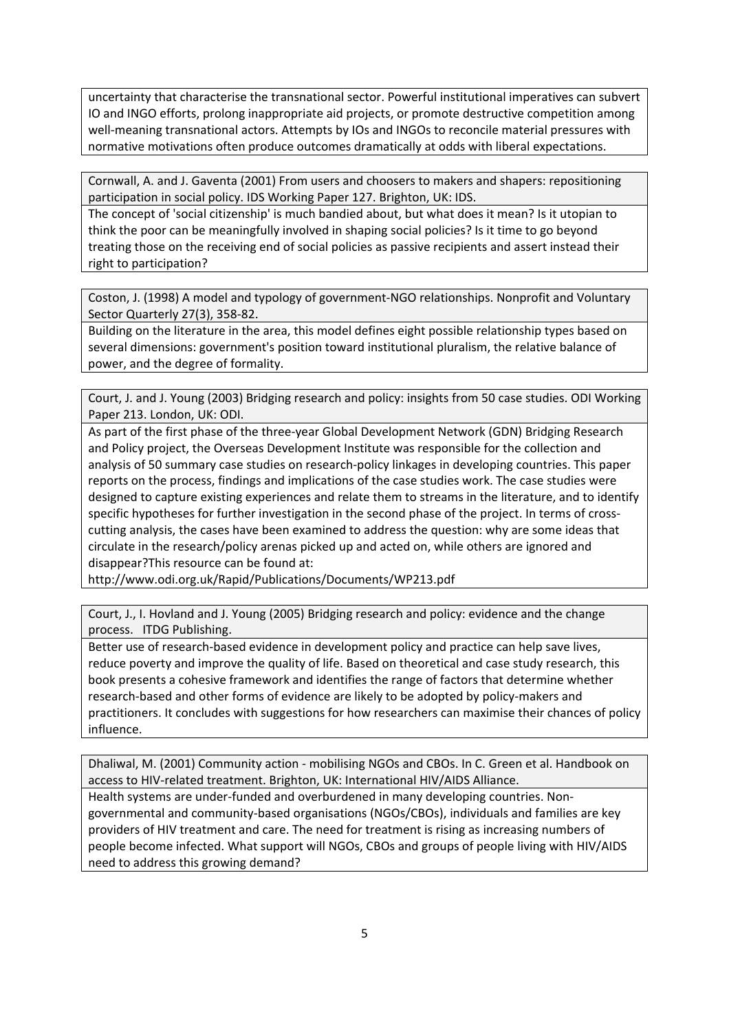uncertainty that characterise the transnational sector. Powerful institutional imperatives can subvert IO and INGO efforts, prolong inappropriate aid projects, or promote destructive competition among well-meaning transnational actors. Attempts by IOs and INGOs to reconcile material pressures with normative motivations often produce outcomes dramatically at odds with liberal expectations.

Cornwall, A. and J. Gaventa (2001) From users and choosers to makers and shapers: repositioning participation in social policy. IDS Working Paper 127. Brighton, UK: IDS.

The concept of 'social citizenship' is much bandied about, but what does it mean? Is it utopian to think the poor can be meaningfully involved in shaping social policies? Is it time to go beyond treating those on the receiving end of social policies as passive recipients and assert instead their right to participation?

Coston, J. (1998) A model and typology of government-NGO relationships. Nonprofit and Voluntary Sector Quarterly 27(3), 358-82.

Building on the literature in the area, this model defines eight possible relationship types based on several dimensions: government's position toward institutional pluralism, the relative balance of power, and the degree of formality.

Court, J. and J. Young (2003) Bridging research and policy: insights from 50 case studies. ODI Working Paper 213. London, UK: ODI.

As part of the first phase of the three-year Global Development Network (GDN) Bridging Research and Policy project, the Overseas Development Institute was responsible for the collection and analysis of 50 summary case studies on research-policy linkages in developing countries. This paper reports on the process, findings and implications of the case studies work. The case studies were designed to capture existing experiences and relate them to streams in the literature, and to identify specific hypotheses for further investigation in the second phase of the project. In terms of cross-cutting analysis, the cases have been examined to address the question: why are some ideas that circulate in the research/policy arenas picked up and acted on, while others are ignored and disappear?This resource can be found at:
http://www.odi.org.uk/Rapid/Publications/Documents/WP213.pdf

Court, J., I. Hovland and J. Young (2005) Bridging research and policy: evidence and the change process. ITDG Publishing.

Better use of research-based evidence in development policy and practice can help save lives, reduce poverty and improve the quality of life. Based on theoretical and case study research, this book presents a cohesive framework and identifies the range of factors that determine whether research-based and other forms of evidence are likely to be adopted by policy-makers and practitioners. It concludes with suggestions for how researchers can maximise their chances of policy influence.

Dhaliwal, M. (2001) Community action - mobilising NGOs and CBOs. In C. Green et al. Handbook on access to HIV-related treatment. Brighton, UK: International HIV/AIDS Alliance.

Health systems are under-funded and overburdened in many developing countries. Non-governmental and community-based organisations (NGOs/CBOs), individuals and families are key providers of HIV treatment and care. The need for treatment is rising as increasing numbers of people become infected. What support will NGOs, CBOs and groups of people living with HIV/AIDS need to address this growing demand?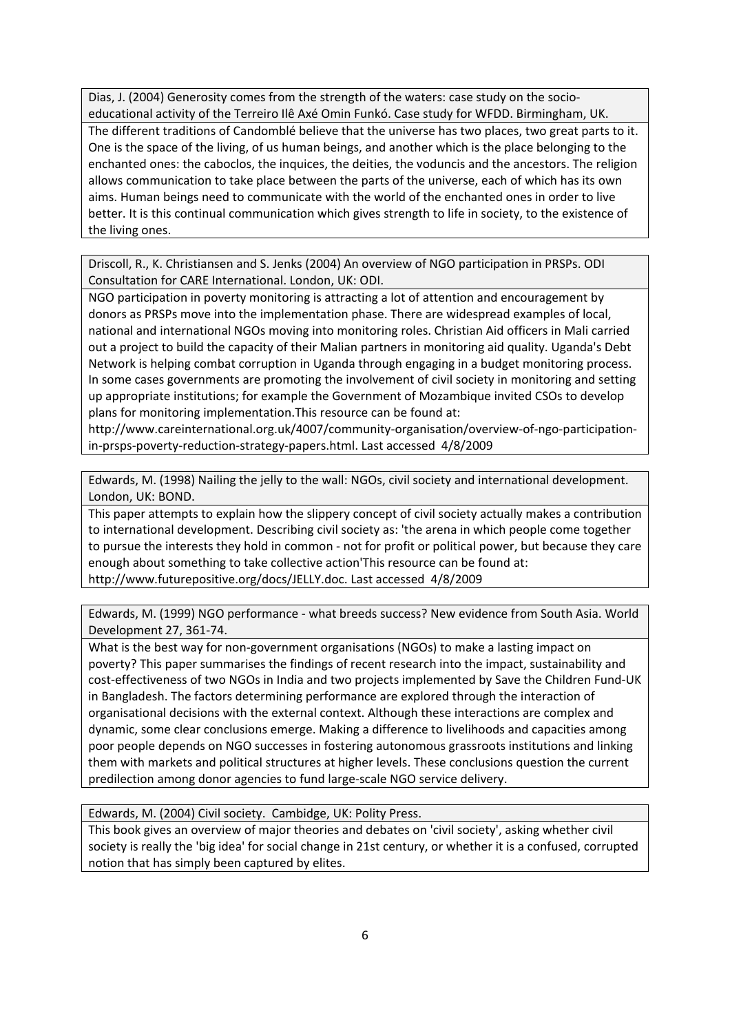Dias, J. (2004) Generosity comes from the strength of the waters: case study on the socio-educational activity of the Terreiro Ilê Axé Omin Funkó. Case study for WFDD. Birmingham, UK.

The different traditions of Candomblé believe that the universe has two places, two great parts to it. One is the space of the living, of us human beings, and another which is the place belonging to the enchanted ones: the caboclos, the inquices, the deities, the voduncis and the ancestors. The religion allows communication to take place between the parts of the universe, each of which has its own aims. Human beings need to communicate with the world of the enchanted ones in order to live better. It is this continual communication which gives strength to life in society, to the existence of the living ones.

Driscoll, R., K. Christiansen and S. Jenks (2004) An overview of NGO participation in PRSPs. ODI Consultation for CARE International. London, UK: ODI.

NGO participation in poverty monitoring is attracting a lot of attention and encouragement by donors as PRSPs move into the implementation phase. There are widespread examples of local, national and international NGOs moving into monitoring roles. Christian Aid officers in Mali carried out a project to build the capacity of their Malian partners in monitoring aid quality. Uganda's Debt Network is helping combat corruption in Uganda through engaging in a budget monitoring process. In some cases governments are promoting the involvement of civil society in monitoring and setting up appropriate institutions; for example the Government of Mozambique invited CSOs to develop plans for monitoring implementation.This resource can be found at: http://www.careinternational.org.uk/4007/community-organisation/overview-of-ngo-participation-in-prsps-poverty-reduction-strategy-papers.html. Last accessed 4/8/2009

Edwards, M. (1998) Nailing the jelly to the wall: NGOs, civil society and international development. London, UK: BOND.

This paper attempts to explain how the slippery concept of civil society actually makes a contribution to international development. Describing civil society as: 'the arena in which people come together to pursue the interests they hold in common - not for profit or political power, but because they care enough about something to take collective action'This resource can be found at: http://www.futurepositive.org/docs/JELLY.doc. Last accessed 4/8/2009

Edwards, M. (1999) NGO performance - what breeds success? New evidence from South Asia. World Development 27, 361-74.

What is the best way for non-government organisations (NGOs) to make a lasting impact on poverty? This paper summarises the findings of recent research into the impact, sustainability and cost-effectiveness of two NGOs in India and two projects implemented by Save the Children Fund-UK in Bangladesh. The factors determining performance are explored through the interaction of organisational decisions with the external context. Although these interactions are complex and dynamic, some clear conclusions emerge. Making a difference to livelihoods and capacities among poor people depends on NGO successes in fostering autonomous grassroots institutions and linking them with markets and political structures at higher levels. These conclusions question the current predilection among donor agencies to fund large-scale NGO service delivery.

Edwards, M. (2004) Civil society. Cambidge, UK: Polity Press.

This book gives an overview of major theories and debates on 'civil society', asking whether civil society is really the 'big idea' for social change in 21st century, or whether it is a confused, corrupted notion that has simply been captured by elites.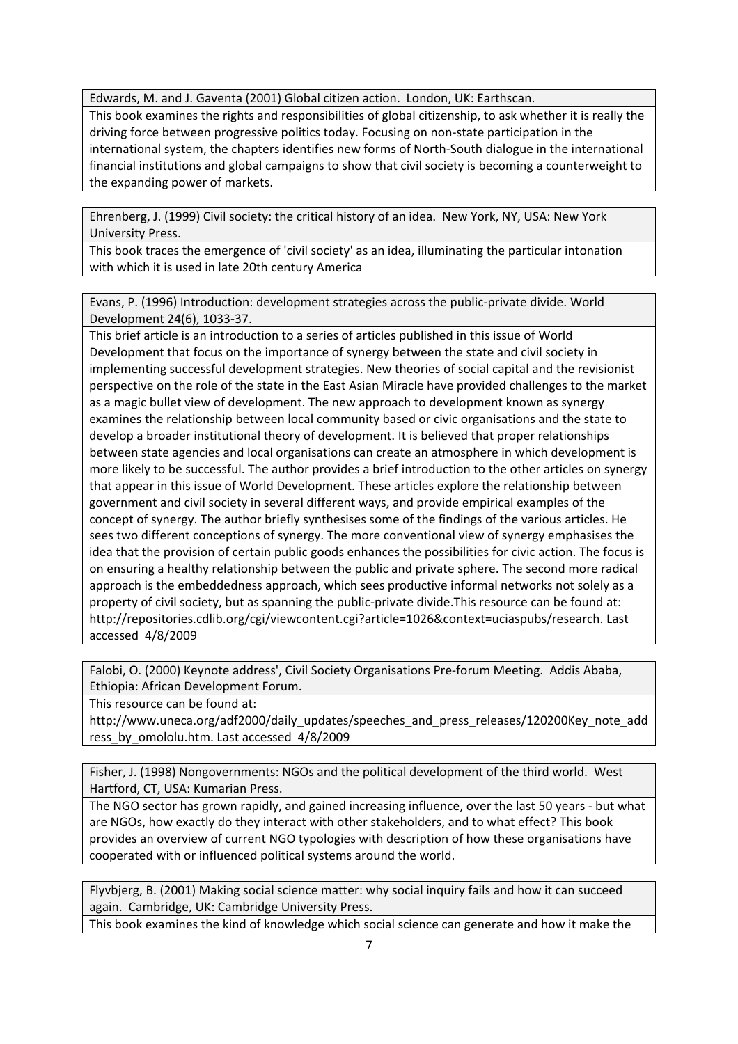Edwards, M. and J. Gaventa (2001) Global citizen action. London, UK: Earthscan.

This book examines the rights and responsibilities of global citizenship, to ask whether it is really the driving force between progressive politics today. Focusing on non-state participation in the international system, the chapters identifies new forms of North-South dialogue in the international financial institutions and global campaigns to show that civil society is becoming a counterweight to the expanding power of markets.

Ehrenberg, J. (1999) Civil society: the critical history of an idea. New York, NY, USA: New York University Press.

This book traces the emergence of 'civil society' as an idea, illuminating the particular intonation with which it is used in late 20th century America

Evans, P. (1996) Introduction: development strategies across the public-private divide. World Development 24(6), 1033-37.

This brief article is an introduction to a series of articles published in this issue of World Development that focus on the importance of synergy between the state and civil society in implementing successful development strategies. New theories of social capital and the revisionist perspective on the role of the state in the East Asian Miracle have provided challenges to the market as a magic bullet view of development. The new approach to development known as synergy examines the relationship between local community based or civic organisations and the state to develop a broader institutional theory of development. It is believed that proper relationships between state agencies and local organisations can create an atmosphere in which development is more likely to be successful. The author provides a brief introduction to the other articles on synergy that appear in this issue of World Development. These articles explore the relationship between government and civil society in several different ways, and provide empirical examples of the concept of synergy. The author briefly synthesises some of the findings of the various articles. He sees two different conceptions of synergy. The more conventional view of synergy emphasises the idea that the provision of certain public goods enhances the possibilities for civic action. The focus is on ensuring a healthy relationship between the public and private sphere. The second more radical approach is the embeddedness approach, which sees productive informal networks not solely as a property of civil society, but as spanning the public-private divide.This resource can be found at: http://repositories.cdlib.org/cgi/viewcontent.cgi?article=1026&context=uciaspubs/research. Last accessed 4/8/2009

Falobi, O. (2000) Keynote address', Civil Society Organisations Pre-forum Meeting. Addis Ababa, Ethiopia: African Development Forum.

This resource can be found at: http://www.uneca.org/adf2000/daily_updates/speeches_and_press_releases/120200Key_note_address_by_omololu.htm. Last accessed 4/8/2009

Fisher, J. (1998) Nongovernments: NGOs and the political development of the third world. West Hartford, CT, USA: Kumarian Press.

The NGO sector has grown rapidly, and gained increasing influence, over the last 50 years - but what are NGOs, how exactly do they interact with other stakeholders, and to what effect? This book provides an overview of current NGO typologies with description of how these organisations have cooperated with or influenced political systems around the world.

Flyvbjerg, B. (2001) Making social science matter: why social inquiry fails and how it can succeed again. Cambridge, UK: Cambridge University Press.

This book examines the kind of knowledge which social science can generate and how it make the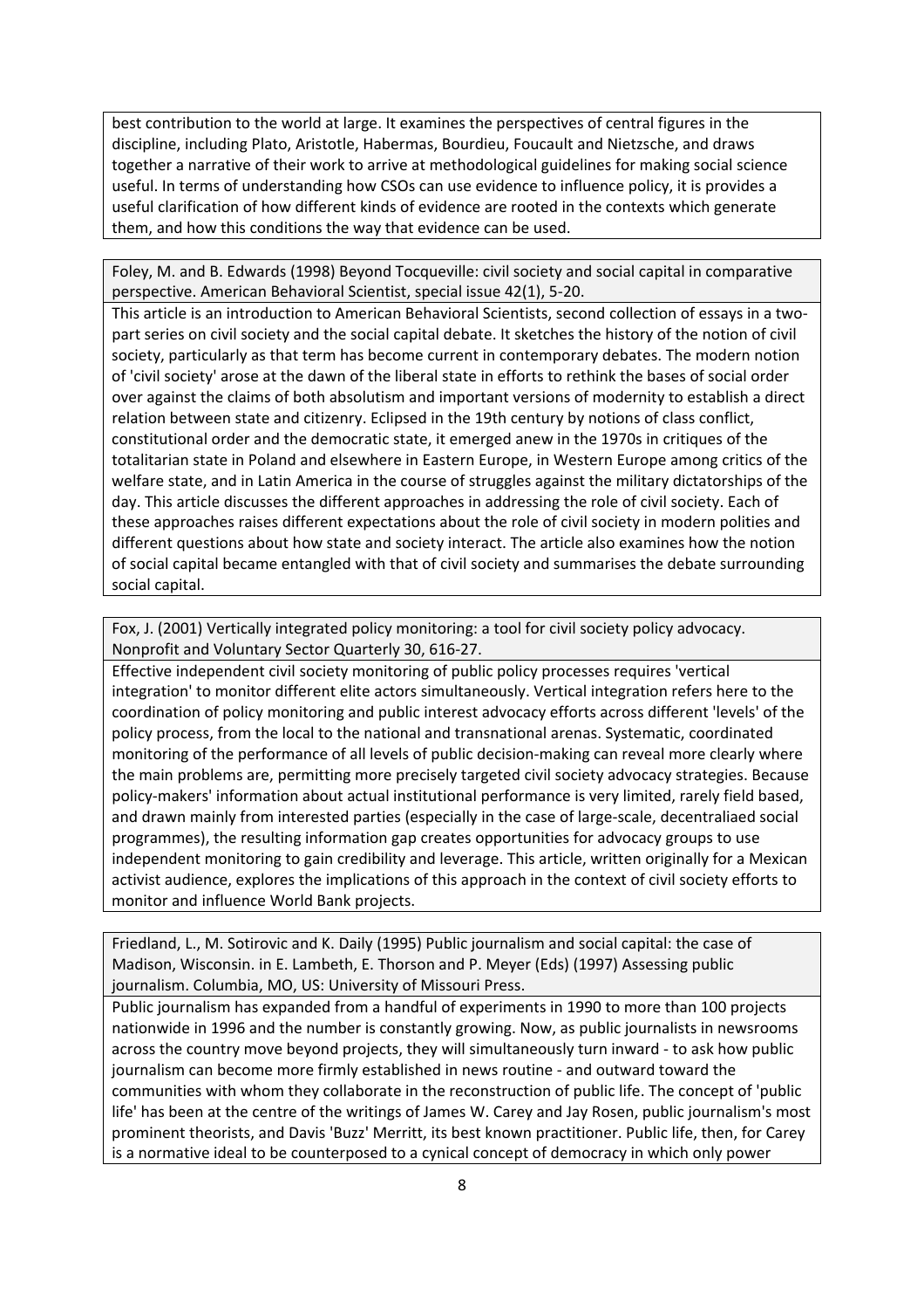best contribution to the world at large. It examines the perspectives of central figures in the discipline, including Plato, Aristotle, Habermas, Bourdieu, Foucault and Nietzsche, and draws together a narrative of their work to arrive at methodological guidelines for making social science useful. In terms of understanding how CSOs can use evidence to influence policy, it is provides a useful clarification of how different kinds of evidence are rooted in the contexts which generate them, and how this conditions the way that evidence can be used.

Foley, M. and B. Edwards (1998) Beyond Tocqueville: civil society and social capital in comparative perspective. American Behavioral Scientist, special issue 42(1), 5-20.

This article is an introduction to American Behavioral Scientists, second collection of essays in a two-part series on civil society and the social capital debate. It sketches the history of the notion of civil society, particularly as that term has become current in contemporary debates. The modern notion of 'civil society' arose at the dawn of the liberal state in efforts to rethink the bases of social order over against the claims of both absolutism and important versions of modernity to establish a direct relation between state and citizenry. Eclipsed in the 19th century by notions of class conflict, constitutional order and the democratic state, it emerged anew in the 1970s in critiques of the totalitarian state in Poland and elsewhere in Eastern Europe, in Western Europe among critics of the welfare state, and in Latin America in the course of struggles against the military dictatorships of the day. This article discusses the different approaches in addressing the role of civil society. Each of these approaches raises different expectations about the role of civil society in modern polities and different questions about how state and society interact. The article also examines how the notion of social capital became entangled with that of civil society and summarises the debate surrounding social capital.

Fox, J. (2001) Vertically integrated policy monitoring: a tool for civil society policy advocacy. Nonprofit and Voluntary Sector Quarterly 30, 616-27.

Effective independent civil society monitoring of public policy processes requires 'vertical integration' to monitor different elite actors simultaneously. Vertical integration refers here to the coordination of policy monitoring and public interest advocacy efforts across different 'levels' of the policy process, from the local to the national and transnational arenas. Systematic, coordinated monitoring of the performance of all levels of public decision-making can reveal more clearly where the main problems are, permitting more precisely targeted civil society advocacy strategies. Because policy-makers' information about actual institutional performance is very limited, rarely field based, and drawn mainly from interested parties (especially in the case of large-scale, decentraliaed social programmes), the resulting information gap creates opportunities for advocacy groups to use independent monitoring to gain credibility and leverage. This article, written originally for a Mexican activist audience, explores the implications of this approach in the context of civil society efforts to monitor and influence World Bank projects.

Friedland, L., M. Sotirovic and K. Daily (1995) Public journalism and social capital: the case of Madison, Wisconsin. in E. Lambeth, E. Thorson and P. Meyer (Eds) (1997) Assessing public journalism. Columbia, MO, US: University of Missouri Press.

Public journalism has expanded from a handful of experiments in 1990 to more than 100 projects nationwide in 1996 and the number is constantly growing. Now, as public journalists in newsrooms across the country move beyond projects, they will simultaneously turn inward - to ask how public journalism can become more firmly established in news routine - and outward toward the communities with whom they collaborate in the reconstruction of public life. The concept of 'public life' has been at the centre of the writings of James W. Carey and Jay Rosen, public journalism's most prominent theorists, and Davis 'Buzz' Merritt, its best known practitioner. Public life, then, for Carey is a normative ideal to be counterposed to a cynical concept of democracy in which only power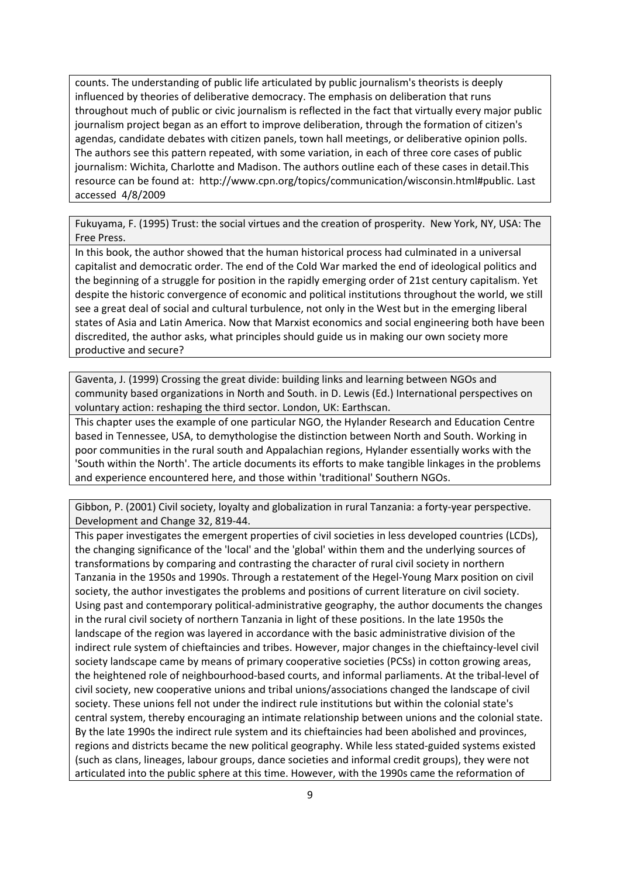counts. The understanding of public life articulated by public journalism's theorists is deeply influenced by theories of deliberative democracy. The emphasis on deliberation that runs throughout much of public or civic journalism is reflected in the fact that virtually every major public journalism project began as an effort to improve deliberation, through the formation of citizen's agendas, candidate debates with citizen panels, town hall meetings, or deliberative opinion polls. The authors see this pattern repeated, with some variation, in each of three core cases of public journalism: Wichita, Charlotte and Madison. The authors outline each of these cases in detail.This resource can be found at: http://www.cpn.org/topics/communication/wisconsin.html#public. Last accessed 4/8/2009

Fukuyama, F. (1995) Trust: the social virtues and the creation of prosperity. New York, NY, USA: The Free Press.

In this book, the author showed that the human historical process had culminated in a universal capitalist and democratic order. The end of the Cold War marked the end of ideological politics and the beginning of a struggle for position in the rapidly emerging order of 21st century capitalism. Yet despite the historic convergence of economic and political institutions throughout the world, we still see a great deal of social and cultural turbulence, not only in the West but in the emerging liberal states of Asia and Latin America. Now that Marxist economics and social engineering both have been discredited, the author asks, what principles should guide us in making our own society more productive and secure?

Gaventa, J. (1999) Crossing the great divide: building links and learning between NGOs and community based organizations in North and South. in D. Lewis (Ed.) International perspectives on voluntary action: reshaping the third sector. London, UK: Earthscan.

This chapter uses the example of one particular NGO, the Hylander Research and Education Centre based in Tennessee, USA, to demythologise the distinction between North and South. Working in poor communities in the rural south and Appalachian regions, Hylander essentially works with the 'South within the North'. The article documents its efforts to make tangible linkages in the problems and experience encountered here, and those within 'traditional' Southern NGOs.

Gibbon, P. (2001) Civil society, loyalty and globalization in rural Tanzania: a forty-year perspective. Development and Change 32, 819-44.

This paper investigates the emergent properties of civil societies in less developed countries (LCDs), the changing significance of the 'local' and the 'global' within them and the underlying sources of transformations by comparing and contrasting the character of rural civil society in northern Tanzania in the 1950s and 1990s. Through a restatement of the Hegel-Young Marx position on civil society, the author investigates the problems and positions of current literature on civil society. Using past and contemporary political-administrative geography, the author documents the changes in the rural civil society of northern Tanzania in light of these positions. In the late 1950s the landscape of the region was layered in accordance with the basic administrative division of the indirect rule system of chieftaincies and tribes. However, major changes in the chieftaincy-level civil society landscape came by means of primary cooperative societies (PCSs) in cotton growing areas, the heightened role of neighbourhood-based courts, and informal parliaments. At the tribal-level of civil society, new cooperative unions and tribal unions/associations changed the landscape of civil society. These unions fell not under the indirect rule institutions but within the colonial state's central system, thereby encouraging an intimate relationship between unions and the colonial state. By the late 1990s the indirect rule system and its chieftaincies had been abolished and provinces, regions and districts became the new political geography. While less stated-guided systems existed (such as clans, lineages, labour groups, dance societies and informal credit groups), they were not articulated into the public sphere at this time. However, with the 1990s came the reformation of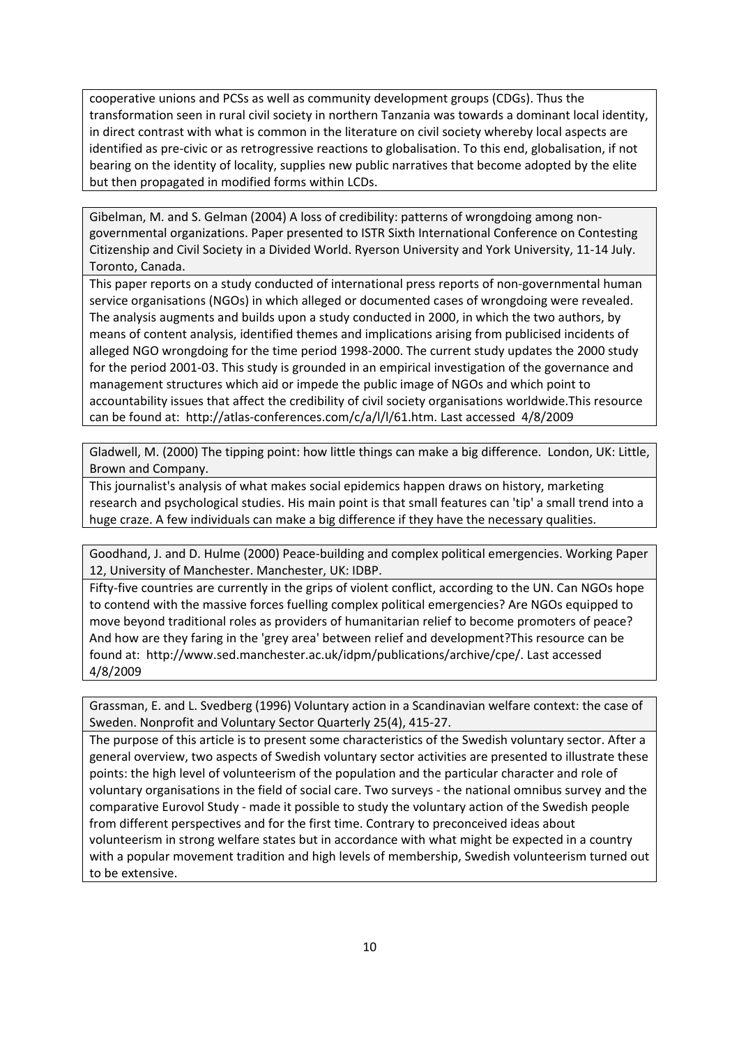cooperative unions and PCSs as well as community development groups (CDGs). Thus the transformation seen in rural civil society in northern Tanzania was towards a dominant local identity, in direct contrast with what is common in the literature on civil society whereby local aspects are identified as pre-civic or as retrogressive reactions to globalisation. To this end, globalisation, if not bearing on the identity of locality, supplies new public narratives that become adopted by the elite but then propagated in modified forms within LCDs.

Gibelman, M. and S. Gelman (2004) A loss of credibility: patterns of wrongdoing among non-governmental organizations. Paper presented to ISTR Sixth International Conference on Contesting Citizenship and Civil Society in a Divided World. Ryerson University and York University, 11-14 July. Toronto, Canada.

This paper reports on a study conducted of international press reports of non-governmental human service organisations (NGOs) in which alleged or documented cases of wrongdoing were revealed. The analysis augments and builds upon a study conducted in 2000, in which the two authors, by means of content analysis, identified themes and implications arising from publicised incidents of alleged NGO wrongdoing for the time period 1998-2000. The current study updates the 2000 study for the period 2001-03. This study is grounded in an empirical investigation of the governance and management structures which aid or impede the public image of NGOs and which point to accountability issues that affect the credibility of civil society organisations worldwide.This resource can be found at: http://atlas-conferences.com/c/a/l/l/61.htm. Last accessed 4/8/2009

Gladwell, M. (2000) The tipping point: how little things can make a big difference. London, UK: Little, Brown and Company.

This journalist's analysis of what makes social epidemics happen draws on history, marketing research and psychological studies. His main point is that small features can 'tip' a small trend into a huge craze. A few individuals can make a big difference if they have the necessary qualities.

Goodhand, J. and D. Hulme (2000) Peace-building and complex political emergencies. Working Paper 12, University of Manchester. Manchester, UK: IDBP.

Fifty-five countries are currently in the grips of violent conflict, according to the UN. Can NGOs hope to contend with the massive forces fuelling complex political emergencies? Are NGOs equipped to move beyond traditional roles as providers of humanitarian relief to become promoters of peace? And how are they faring in the 'grey area' between relief and development?This resource can be found at: http://www.sed.manchester.ac.uk/idpm/publications/archive/cpe/. Last accessed 4/8/2009

Grassman, E. and L. Svedberg (1996) Voluntary action in a Scandinavian welfare context: the case of Sweden. Nonprofit and Voluntary Sector Quarterly 25(4), 415-27.

The purpose of this article is to present some characteristics of the Swedish voluntary sector. After a general overview, two aspects of Swedish voluntary sector activities are presented to illustrate these points: the high level of volunteerism of the population and the particular character and role of voluntary organisations in the field of social care. Two surveys - the national omnibus survey and the comparative Eurovol Study - made it possible to study the voluntary action of the Swedish people from different perspectives and for the first time. Contrary to preconceived ideas about volunteerism in strong welfare states but in accordance with what might be expected in a country with a popular movement tradition and high levels of membership, Swedish volunteerism turned out to be extensive.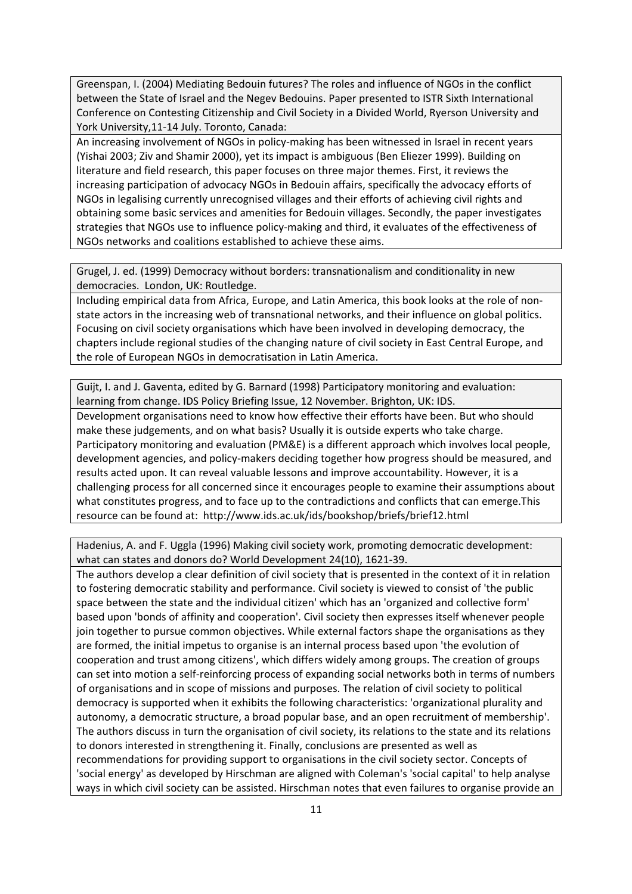Greenspan, I. (2004) Mediating Bedouin futures? The roles and influence of NGOs in the conflict between the State of Israel and the Negev Bedouins. Paper presented to ISTR Sixth International Conference on Contesting Citizenship and Civil Society in a Divided World, Ryerson University and York University,11-14 July. Toronto, Canada:

An increasing involvement of NGOs in policy-making has been witnessed in Israel in recent years (Yishai 2003; Ziv and Shamir 2000), yet its impact is ambiguous (Ben Eliezer 1999). Building on literature and field research, this paper focuses on three major themes. First, it reviews the increasing participation of advocacy NGOs in Bedouin affairs, specifically the advocacy efforts of NGOs in legalising currently unrecognised villages and their efforts of achieving civil rights and obtaining some basic services and amenities for Bedouin villages. Secondly, the paper investigates strategies that NGOs use to influence policy-making and third, it evaluates of the effectiveness of NGOs networks and coalitions established to achieve these aims.

Grugel, J. ed. (1999) Democracy without borders: transnationalism and conditionality in new democracies. London, UK: Routledge.

Including empirical data from Africa, Europe, and Latin America, this book looks at the role of non-state actors in the increasing web of transnational networks, and their influence on global politics. Focusing on civil society organisations which have been involved in developing democracy, the chapters include regional studies of the changing nature of civil society in East Central Europe, and the role of European NGOs in democratisation in Latin America.

Guijt, I. and J. Gaventa, edited by G. Barnard (1998) Participatory monitoring and evaluation: learning from change. IDS Policy Briefing Issue, 12 November. Brighton, UK: IDS.

Development organisations need to know how effective their efforts have been. But who should make these judgements, and on what basis? Usually it is outside experts who take charge. Participatory monitoring and evaluation (PM&E) is a different approach which involves local people, development agencies, and policy-makers deciding together how progress should be measured, and results acted upon. It can reveal valuable lessons and improve accountability. However, it is a challenging process for all concerned since it encourages people to examine their assumptions about what constitutes progress, and to face up to the contradictions and conflicts that can emerge.This resource can be found at: http://www.ids.ac.uk/ids/bookshop/briefs/brief12.html

Hadenius, A. and F. Uggla (1996) Making civil society work, promoting democratic development: what can states and donors do? World Development 24(10), 1621-39.

The authors develop a clear definition of civil society that is presented in the context of it in relation to fostering democratic stability and performance. Civil society is viewed to consist of 'the public space between the state and the individual citizen' which has an 'organized and collective form' based upon 'bonds of affinity and cooperation'. Civil society then expresses itself whenever people join together to pursue common objectives. While external factors shape the organisations as they are formed, the initial impetus to organise is an internal process based upon 'the evolution of cooperation and trust among citizens', which differs widely among groups. The creation of groups can set into motion a self-reinforcing process of expanding social networks both in terms of numbers of organisations and in scope of missions and purposes. The relation of civil society to political democracy is supported when it exhibits the following characteristics: 'organizational plurality and autonomy, a democratic structure, a broad popular base, and an open recruitment of membership'. The authors discuss in turn the organisation of civil society, its relations to the state and its relations to donors interested in strengthening it. Finally, conclusions are presented as well as recommendations for providing support to organisations in the civil society sector. Concepts of 'social energy' as developed by Hirschman are aligned with Coleman's 'social capital' to help analyse ways in which civil society can be assisted. Hirschman notes that even failures to organise provide an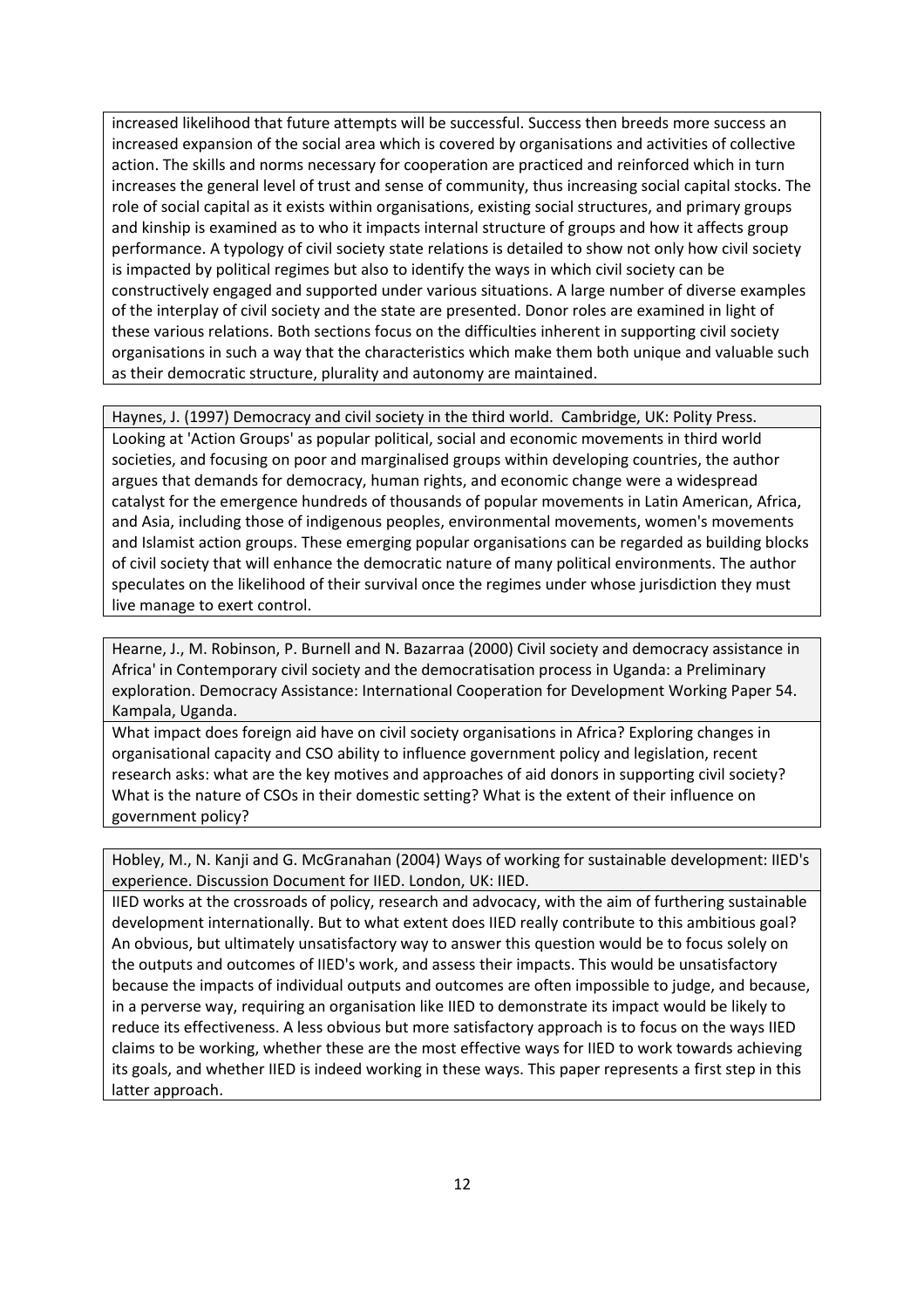increased likelihood that future attempts will be successful. Success then breeds more success an increased expansion of the social area which is covered by organisations and activities of collective action. The skills and norms necessary for cooperation are practiced and reinforced which in turn increases the general level of trust and sense of community, thus increasing social capital stocks. The role of social capital as it exists within organisations, existing social structures, and primary groups and kinship is examined as to who it impacts internal structure of groups and how it affects group performance. A typology of civil society state relations is detailed to show not only how civil society is impacted by political regimes but also to identify the ways in which civil society can be constructively engaged and supported under various situations. A large number of diverse examples of the interplay of civil society and the state are presented. Donor roles are examined in light of these various relations. Both sections focus on the difficulties inherent in supporting civil society organisations in such a way that the characteristics which make them both unique and valuable such as their democratic structure, plurality and autonomy are maintained.

Haynes, J. (1997) Democracy and civil society in the third world. Cambridge, UK: Polity Press.

Looking at 'Action Groups' as popular political, social and economic movements in third world societies, and focusing on poor and marginalised groups within developing countries, the author argues that demands for democracy, human rights, and economic change were a widespread catalyst for the emergence hundreds of thousands of popular movements in Latin American, Africa, and Asia, including those of indigenous peoples, environmental movements, women's movements and Islamist action groups. These emerging popular organisations can be regarded as building blocks of civil society that will enhance the democratic nature of many political environments. The author speculates on the likelihood of their survival once the regimes under whose jurisdiction they must live manage to exert control.

Hearne, J., M. Robinson, P. Burnell and N. Bazarraa (2000) Civil society and democracy assistance in Africa' in Contemporary civil society and the democratisation process in Uganda: a Preliminary exploration. Democracy Assistance: International Cooperation for Development Working Paper 54. Kampala, Uganda.

What impact does foreign aid have on civil society organisations in Africa? Exploring changes in organisational capacity and CSO ability to influence government policy and legislation, recent research asks: what are the key motives and approaches of aid donors in supporting civil society? What is the nature of CSOs in their domestic setting? What is the extent of their influence on government policy?

Hobley, M., N. Kanji and G. McGranahan (2004) Ways of working for sustainable development: IIED's experience. Discussion Document for IIED. London, UK: IIED.

IIED works at the crossroads of policy, research and advocacy, with the aim of furthering sustainable development internationally. But to what extent does IIED really contribute to this ambitious goal? An obvious, but ultimately unsatisfactory way to answer this question would be to focus solely on the outputs and outcomes of IIED's work, and assess their impacts. This would be unsatisfactory because the impacts of individual outputs and outcomes are often impossible to judge, and because, in a perverse way, requiring an organisation like IIED to demonstrate its impact would be likely to reduce its effectiveness. A less obvious but more satisfactory approach is to focus on the ways IIED claims to be working, whether these are the most effective ways for IIED to work towards achieving its goals, and whether IIED is indeed working in these ways. This paper represents a first step in this latter approach.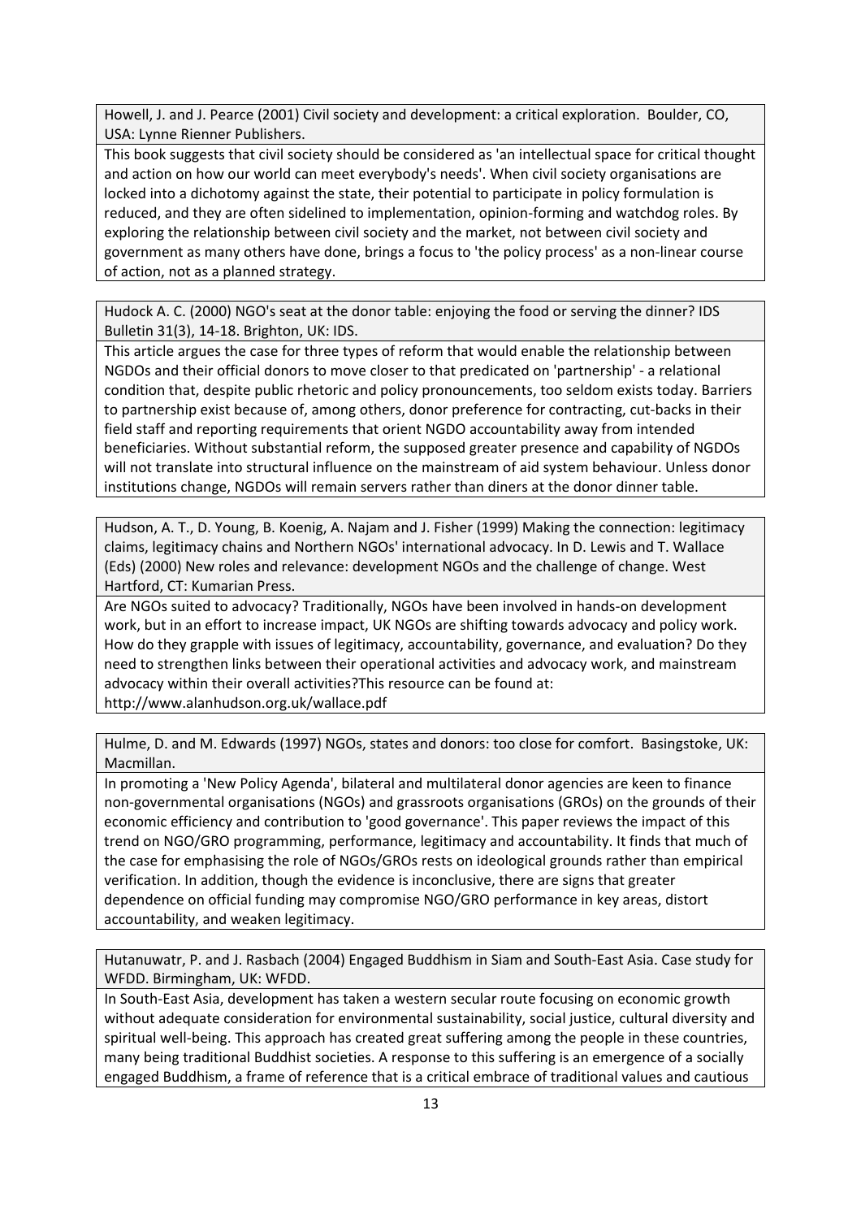Howell, J. and J. Pearce (2001) Civil society and development: a critical exploration. Boulder, CO, USA: Lynne Rienner Publishers.

This book suggests that civil society should be considered as 'an intellectual space for critical thought and action on how our world can meet everybody's needs'. When civil society organisations are locked into a dichotomy against the state, their potential to participate in policy formulation is reduced, and they are often sidelined to implementation, opinion-forming and watchdog roles. By exploring the relationship between civil society and the market, not between civil society and government as many others have done, brings a focus to 'the policy process' as a non-linear course of action, not as a planned strategy.

Hudock A. C. (2000) NGO's seat at the donor table: enjoying the food or serving the dinner? IDS Bulletin 31(3), 14-18. Brighton, UK: IDS.

This article argues the case for three types of reform that would enable the relationship between NGDOs and their official donors to move closer to that predicated on 'partnership' - a relational condition that, despite public rhetoric and policy pronouncements, too seldom exists today. Barriers to partnership exist because of, among others, donor preference for contracting, cut-backs in their field staff and reporting requirements that orient NGDO accountability away from intended beneficiaries. Without substantial reform, the supposed greater presence and capability of NGDOs will not translate into structural influence on the mainstream of aid system behaviour. Unless donor institutions change, NGDOs will remain servers rather than diners at the donor dinner table.

Hudson, A. T., D. Young, B. Koenig, A. Najam and J. Fisher (1999) Making the connection: legitimacy claims, legitimacy chains and Northern NGOs' international advocacy. In D. Lewis and T. Wallace (Eds) (2000) New roles and relevance: development NGOs and the challenge of change. West Hartford, CT: Kumarian Press.

Are NGOs suited to advocacy? Traditionally, NGOs have been involved in hands-on development work, but in an effort to increase impact, UK NGOs are shifting towards advocacy and policy work. How do they grapple with issues of legitimacy, accountability, governance, and evaluation? Do they need to strengthen links between their operational activities and advocacy work, and mainstream advocacy within their overall activities?This resource can be found at: http://www.alanhudson.org.uk/wallace.pdf

Hulme, D. and M. Edwards (1997) NGOs, states and donors: too close for comfort. Basingstoke, UK: Macmillan.

In promoting a 'New Policy Agenda', bilateral and multilateral donor agencies are keen to finance non-governmental organisations (NGOs) and grassroots organisations (GROs) on the grounds of their economic efficiency and contribution to 'good governance'. This paper reviews the impact of this trend on NGO/GRO programming, performance, legitimacy and accountability. It finds that much of the case for emphasising the role of NGOs/GROs rests on ideological grounds rather than empirical verification. In addition, though the evidence is inconclusive, there are signs that greater dependence on official funding may compromise NGO/GRO performance in key areas, distort accountability, and weaken legitimacy.

Hutanuwatr, P. and J. Rasbach (2004) Engaged Buddhism in Siam and South-East Asia. Case study for WFDD. Birmingham, UK: WFDD.

In South-East Asia, development has taken a western secular route focusing on economic growth without adequate consideration for environmental sustainability, social justice, cultural diversity and spiritual well-being. This approach has created great suffering among the people in these countries, many being traditional Buddhist societies. A response to this suffering is an emergence of a socially engaged Buddhism, a frame of reference that is a critical embrace of traditional values and cautious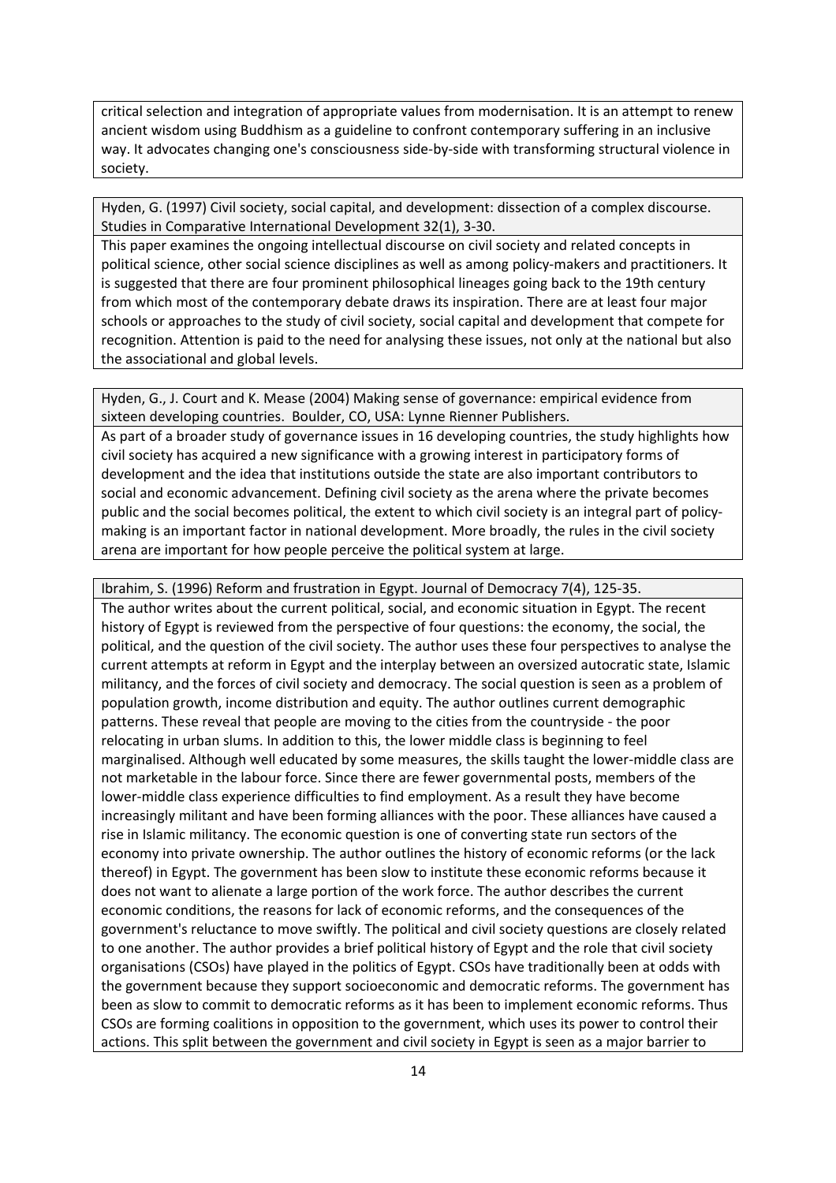critical selection and integration of appropriate values from modernisation. It is an attempt to renew ancient wisdom using Buddhism as a guideline to confront contemporary suffering in an inclusive way. It advocates changing one's consciousness side-by-side with transforming structural violence in society.

Hyden, G. (1997) Civil society, social capital, and development: dissection of a complex discourse. Studies in Comparative International Development 32(1), 3-30.

This paper examines the ongoing intellectual discourse on civil society and related concepts in political science, other social science disciplines as well as among policy-makers and practitioners. It is suggested that there are four prominent philosophical lineages going back to the 19th century from which most of the contemporary debate draws its inspiration. There are at least four major schools or approaches to the study of civil society, social capital and development that compete for recognition. Attention is paid to the need for analysing these issues, not only at the national but also the associational and global levels.

Hyden, G., J. Court and K. Mease (2004) Making sense of governance: empirical evidence from sixteen developing countries. Boulder, CO, USA: Lynne Rienner Publishers.

As part of a broader study of governance issues in 16 developing countries, the study highlights how civil society has acquired a new significance with a growing interest in participatory forms of development and the idea that institutions outside the state are also important contributors to social and economic advancement. Defining civil society as the arena where the private becomes public and the social becomes political, the extent to which civil society is an integral part of policy-making is an important factor in national development. More broadly, the rules in the civil society arena are important for how people perceive the political system at large.

Ibrahim, S. (1996) Reform and frustration in Egypt. Journal of Democracy 7(4), 125-35.

The author writes about the current political, social, and economic situation in Egypt. The recent history of Egypt is reviewed from the perspective of four questions: the economy, the social, the political, and the question of the civil society. The author uses these four perspectives to analyse the current attempts at reform in Egypt and the interplay between an oversized autocratic state, Islamic militancy, and the forces of civil society and democracy. The social question is seen as a problem of population growth, income distribution and equity. The author outlines current demographic patterns. These reveal that people are moving to the cities from the countryside - the poor relocating in urban slums. In addition to this, the lower middle class is beginning to feel marginalised. Although well educated by some measures, the skills taught the lower-middle class are not marketable in the labour force. Since there are fewer governmental posts, members of the lower-middle class experience difficulties to find employment. As a result they have become increasingly militant and have been forming alliances with the poor. These alliances have caused a rise in Islamic militancy. The economic question is one of converting state run sectors of the economy into private ownership. The author outlines the history of economic reforms (or the lack thereof) in Egypt. The government has been slow to institute these economic reforms because it does not want to alienate a large portion of the work force. The author describes the current economic conditions, the reasons for lack of economic reforms, and the consequences of the government's reluctance to move swiftly. The political and civil society questions are closely related to one another. The author provides a brief political history of Egypt and the role that civil society organisations (CSOs) have played in the politics of Egypt. CSOs have traditionally been at odds with the government because they support socioeconomic and democratic reforms. The government has been as slow to commit to democratic reforms as it has been to implement economic reforms. Thus CSOs are forming coalitions in opposition to the government, which uses its power to control their actions. This split between the government and civil society in Egypt is seen as a major barrier to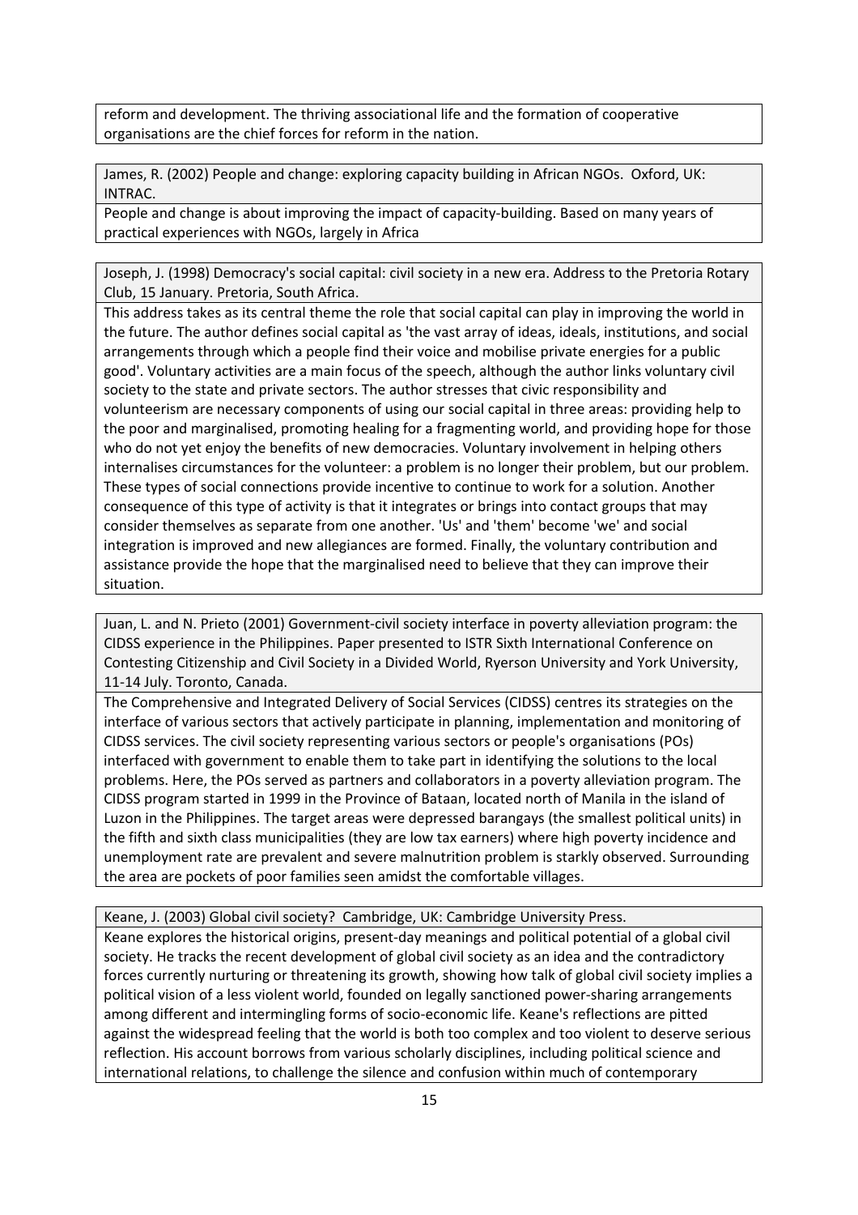reform and development. The thriving associational life and the formation of cooperative organisations are the chief forces for reform in the nation.

James, R. (2002) People and change: exploring capacity building in African NGOs. Oxford, UK: INTRAC.

People and change is about improving the impact of capacity-building. Based on many years of practical experiences with NGOs, largely in Africa

Joseph, J. (1998) Democracy's social capital: civil society in a new era. Address to the Pretoria Rotary Club, 15 January. Pretoria, South Africa.

This address takes as its central theme the role that social capital can play in improving the world in the future. The author defines social capital as 'the vast array of ideas, ideals, institutions, and social arrangements through which a people find their voice and mobilise private energies for a public good'. Voluntary activities are a main focus of the speech, although the author links voluntary civil society to the state and private sectors. The author stresses that civic responsibility and volunteerism are necessary components of using our social capital in three areas: providing help to the poor and marginalised, promoting healing for a fragmenting world, and providing hope for those who do not yet enjoy the benefits of new democracies. Voluntary involvement in helping others internalises circumstances for the volunteer: a problem is no longer their problem, but our problem. These types of social connections provide incentive to continue to work for a solution. Another consequence of this type of activity is that it integrates or brings into contact groups that may consider themselves as separate from one another. 'Us' and 'them' become 'we' and social integration is improved and new allegiances are formed. Finally, the voluntary contribution and assistance provide the hope that the marginalised need to believe that they can improve their situation.

Juan, L. and N. Prieto (2001) Government-civil society interface in poverty alleviation program: the CIDSS experience in the Philippines. Paper presented to ISTR Sixth International Conference on Contesting Citizenship and Civil Society in a Divided World, Ryerson University and York University, 11-14 July. Toronto, Canada.

The Comprehensive and Integrated Delivery of Social Services (CIDSS) centres its strategies on the interface of various sectors that actively participate in planning, implementation and monitoring of CIDSS services. The civil society representing various sectors or people's organisations (POs) interfaced with government to enable them to take part in identifying the solutions to the local problems. Here, the POs served as partners and collaborators in a poverty alleviation program. The CIDSS program started in 1999 in the Province of Bataan, located north of Manila in the island of Luzon in the Philippines. The target areas were depressed barangays (the smallest political units) in the fifth and sixth class municipalities (they are low tax earners) where high poverty incidence and unemployment rate are prevalent and severe malnutrition problem is starkly observed. Surrounding the area are pockets of poor families seen amidst the comfortable villages.

Keane, J. (2003) Global civil society? Cambridge, UK: Cambridge University Press.

Keane explores the historical origins, present-day meanings and political potential of a global civil society. He tracks the recent development of global civil society as an idea and the contradictory forces currently nurturing or threatening its growth, showing how talk of global civil society implies a political vision of a less violent world, founded on legally sanctioned power-sharing arrangements among different and intermingling forms of socio-economic life. Keane's reflections are pitted against the widespread feeling that the world is both too complex and too violent to deserve serious reflection. His account borrows from various scholarly disciplines, including political science and international relations, to challenge the silence and confusion within much of contemporary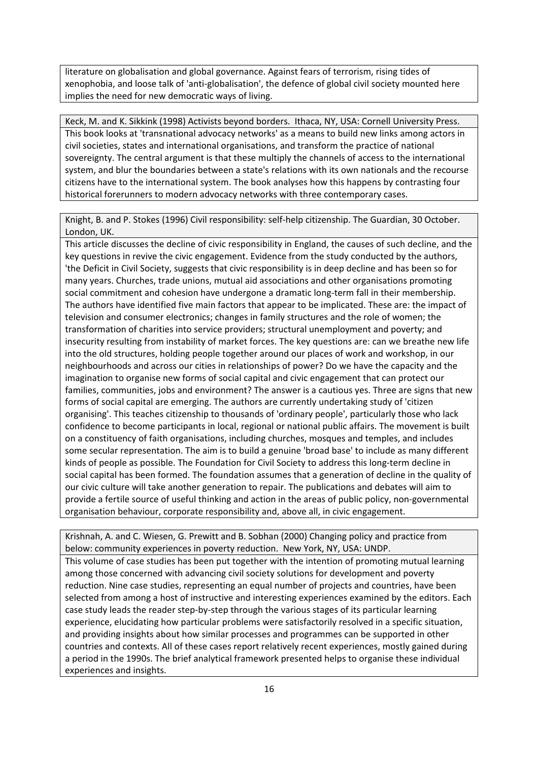literature on globalisation and global governance. Against fears of terrorism, rising tides of xenophobia, and loose talk of 'anti-globalisation', the defence of global civil society mounted here implies the need for new democratic ways of living.

Keck, M. and K. Sikkink (1998) Activists beyond borders. Ithaca, NY, USA: Cornell University Press.

This book looks at 'transnational advocacy networks' as a means to build new links among actors in civil societies, states and international organisations, and transform the practice of national sovereignty. The central argument is that these multiply the channels of access to the international system, and blur the boundaries between a state's relations with its own nationals and the recourse citizens have to the international system. The book analyses how this happens by contrasting four historical forerunners to modern advocacy networks with three contemporary cases.

Knight, B. and P. Stokes (1996) Civil responsibility: self-help citizenship. The Guardian, 30 October. London, UK.

This article discusses the decline of civic responsibility in England, the causes of such decline, and the key questions in revive the civic engagement. Evidence from the study conducted by the authors, 'the Deficit in Civil Society, suggests that civic responsibility is in deep decline and has been so for many years. Churches, trade unions, mutual aid associations and other organisations promoting social commitment and cohesion have undergone a dramatic long-term fall in their membership. The authors have identified five main factors that appear to be implicated. These are: the impact of television and consumer electronics; changes in family structures and the role of women; the transformation of charities into service providers; structural unemployment and poverty; and insecurity resulting from instability of market forces. The key questions are: can we breathe new life into the old structures, holding people together around our places of work and workshop, in our neighbourhoods and across our cities in relationships of power? Do we have the capacity and the imagination to organise new forms of social capital and civic engagement that can protect our families, communities, jobs and environment? The answer is a cautious yes. Three are signs that new forms of social capital are emerging. The authors are currently undertaking study of 'citizen organising'. This teaches citizenship to thousands of 'ordinary people', particularly those who lack confidence to become participants in local, regional or national public affairs. The movement is built on a constituency of faith organisations, including churches, mosques and temples, and includes some secular representation. The aim is to build a genuine 'broad base' to include as many different kinds of people as possible. The Foundation for Civil Society to address this long-term decline in social capital has been formed. The foundation assumes that a generation of decline in the quality of our civic culture will take another generation to repair. The publications and debates will aim to provide a fertile source of useful thinking and action in the areas of public policy, non-governmental organisation behaviour, corporate responsibility and, above all, in civic engagement.

Krishnah, A. and C. Wiesen, G. Prewitt and B. Sobhan (2000) Changing policy and practice from below: community experiences in poverty reduction. New York, NY, USA: UNDP.

This volume of case studies has been put together with the intention of promoting mutual learning among those concerned with advancing civil society solutions for development and poverty reduction. Nine case studies, representing an equal number of projects and countries, have been selected from among a host of instructive and interesting experiences examined by the editors. Each case study leads the reader step-by-step through the various stages of its particular learning experience, elucidating how particular problems were satisfactorily resolved in a specific situation, and providing insights about how similar processes and programmes can be supported in other countries and contexts. All of these cases report relatively recent experiences, mostly gained during a period in the 1990s. The brief analytical framework presented helps to organise these individual experiences and insights.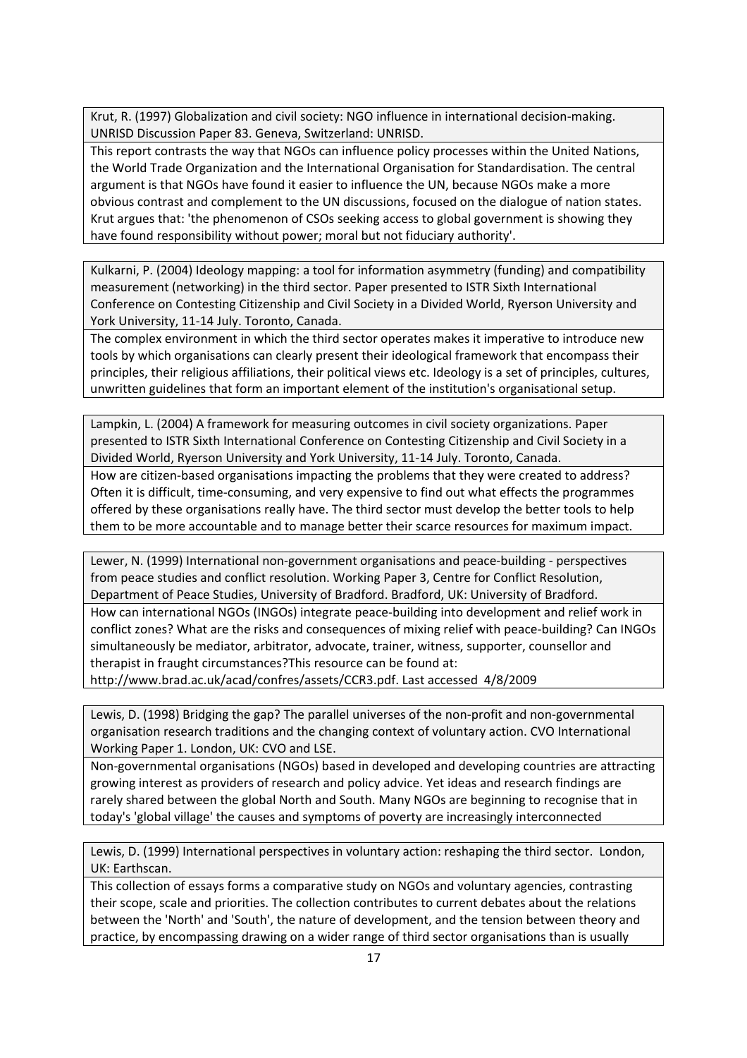Krut, R. (1997) Globalization and civil society: NGO influence in international decision-making. UNRISD Discussion Paper 83. Geneva, Switzerland: UNRISD.

This report contrasts the way that NGOs can influence policy processes within the United Nations, the World Trade Organization and the International Organisation for Standardisation. The central argument is that NGOs have found it easier to influence the UN, because NGOs make a more obvious contrast and complement to the UN discussions, focused on the dialogue of nation states. Krut argues that: 'the phenomenon of CSOs seeking access to global government is showing they have found responsibility without power; moral but not fiduciary authority'.

Kulkarni, P. (2004) Ideology mapping: a tool for information asymmetry (funding) and compatibility measurement (networking) in the third sector. Paper presented to ISTR Sixth International Conference on Contesting Citizenship and Civil Society in a Divided World, Ryerson University and York University, 11-14 July. Toronto, Canada.

The complex environment in which the third sector operates makes it imperative to introduce new tools by which organisations can clearly present their ideological framework that encompass their principles, their religious affiliations, their political views etc. Ideology is a set of principles, cultures, unwritten guidelines that form an important element of the institution's organisational setup.

Lampkin, L. (2004) A framework for measuring outcomes in civil society organizations. Paper presented to ISTR Sixth International Conference on Contesting Citizenship and Civil Society in a Divided World, Ryerson University and York University, 11-14 July. Toronto, Canada.

How are citizen-based organisations impacting the problems that they were created to address? Often it is difficult, time-consuming, and very expensive to find out what effects the programmes offered by these organisations really have. The third sector must develop the better tools to help them to be more accountable and to manage better their scarce resources for maximum impact.

Lewer, N. (1999) International non-government organisations and peace-building - perspectives from peace studies and conflict resolution. Working Paper 3, Centre for Conflict Resolution, Department of Peace Studies, University of Bradford. Bradford, UK: University of Bradford.

How can international NGOs (INGOs) integrate peace-building into development and relief work in conflict zones? What are the risks and consequences of mixing relief with peace-building? Can INGOs simultaneously be mediator, arbitrator, advocate, trainer, witness, supporter, counsellor and therapist in fraught circumstances?This resource can be found at: http://www.brad.ac.uk/acad/confres/assets/CCR3.pdf. Last accessed 4/8/2009

Lewis, D. (1998) Bridging the gap? The parallel universes of the non-profit and non-governmental organisation research traditions and the changing context of voluntary action. CVO International Working Paper 1. London, UK: CVO and LSE.

Non-governmental organisations (NGOs) based in developed and developing countries are attracting growing interest as providers of research and policy advice. Yet ideas and research findings are rarely shared between the global North and South. Many NGOs are beginning to recognise that in today's 'global village' the causes and symptoms of poverty are increasingly interconnected

Lewis, D. (1999) International perspectives in voluntary action: reshaping the third sector. London, UK: Earthscan.

This collection of essays forms a comparative study on NGOs and voluntary agencies, contrasting their scope, scale and priorities. The collection contributes to current debates about the relations between the 'North' and 'South', the nature of development, and the tension between theory and practice, by encompassing drawing on a wider range of third sector organisations than is usually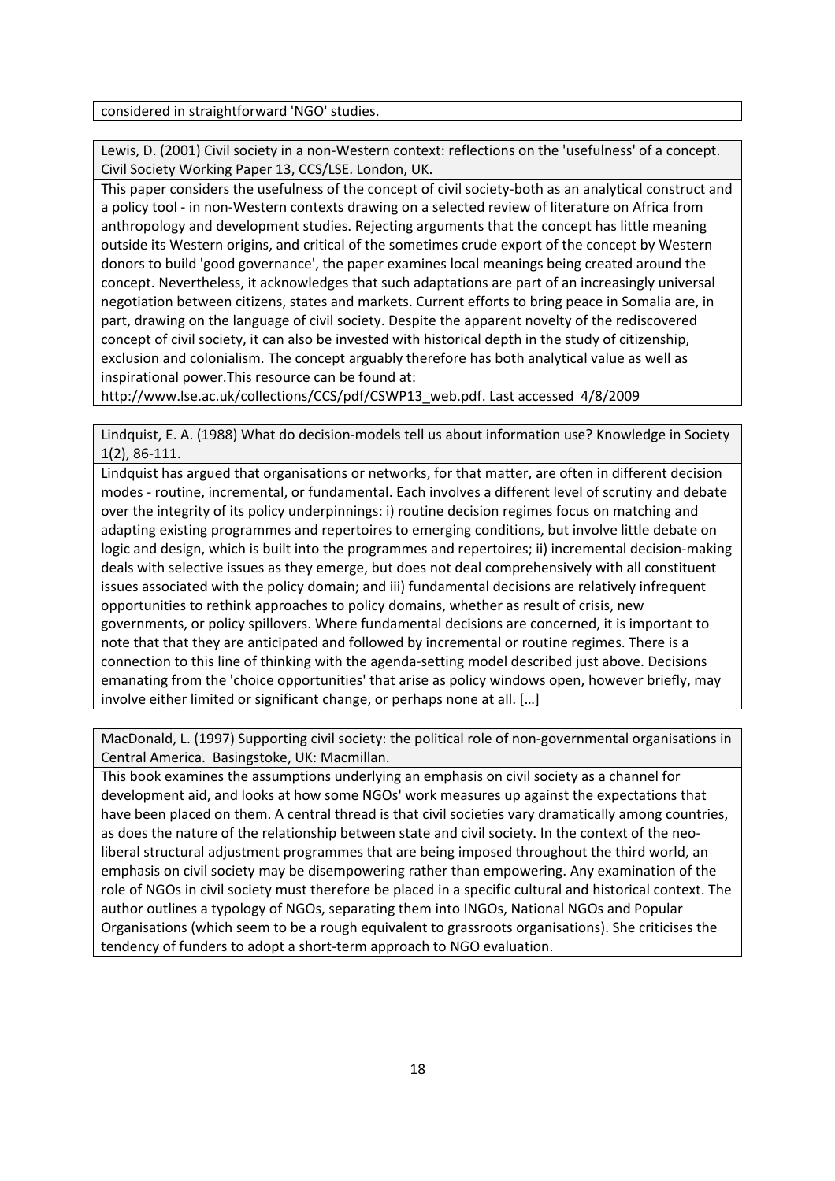considered in straightforward 'NGO' studies.

**Lewis, D. (2001) Civil society in a non-Western context: reflections on the 'usefulness' of a concept. Civil Society Working Paper 13, CCS/LSE. London, UK.**

This paper considers the usefulness of the concept of civil society-both as an analytical construct and a policy tool - in non-Western contexts drawing on a selected review of literature on Africa from anthropology and development studies. Rejecting arguments that the concept has little meaning outside its Western origins, and critical of the sometimes crude export of the concept by Western donors to build 'good governance', the paper examines local meanings being created around the concept. Nevertheless, it acknowledges that such adaptations are part of an increasingly universal negotiation between citizens, states and markets. Current efforts to bring peace in Somalia are, in part, drawing on the language of civil society. Despite the apparent novelty of the rediscovered concept of civil society, it can also be invested with historical depth in the study of citizenship, exclusion and colonialism. The concept arguably therefore has both analytical value as well as inspirational power.This resource can be found at: http://www.lse.ac.uk/collections/CCS/pdf/CSWP13_web.pdf. Last accessed 4/8/2009

**Lindquist, E. A. (1988) What do decision-models tell us about information use? Knowledge in Society 1(2), 86-111.**

Lindquist has argued that organisations or networks, for that matter, are often in different decision modes - routine, incremental, or fundamental. Each involves a different level of scrutiny and debate over the integrity of its policy underpinnings: i) routine decision regimes focus on matching and adapting existing programmes and repertoires to emerging conditions, but involve little debate on logic and design, which is built into the programmes and repertoires; ii) incremental decision-making deals with selective issues as they emerge, but does not deal comprehensively with all constituent issues associated with the policy domain; and iii) fundamental decisions are relatively infrequent opportunities to rethink approaches to policy domains, whether as result of crisis, new governments, or policy spillovers. Where fundamental decisions are concerned, it is important to note that that they are anticipated and followed by incremental or routine regimes. There is a connection to this line of thinking with the agenda-setting model described just above. Decisions emanating from the 'choice opportunities' that arise as policy windows open, however briefly, may involve either limited or significant change, or perhaps none at all. […]

**MacDonald, L. (1997) Supporting civil society: the political role of non-governmental organisations in Central America. Basingstoke, UK: Macmillan.**

This book examines the assumptions underlying an emphasis on civil society as a channel for development aid, and looks at how some NGOs' work measures up against the expectations that have been placed on them. A central thread is that civil societies vary dramatically among countries, as does the nature of the relationship between state and civil society. In the context of the neo-liberal structural adjustment programmes that are being imposed throughout the third world, an emphasis on civil society may be disempowering rather than empowering. Any examination of the role of NGOs in civil society must therefore be placed in a specific cultural and historical context. The author outlines a typology of NGOs, separating them into INGOs, National NGOs and Popular Organisations (which seem to be a rough equivalent to grassroots organisations). She criticises the tendency of funders to adopt a short-term approach to NGO evaluation.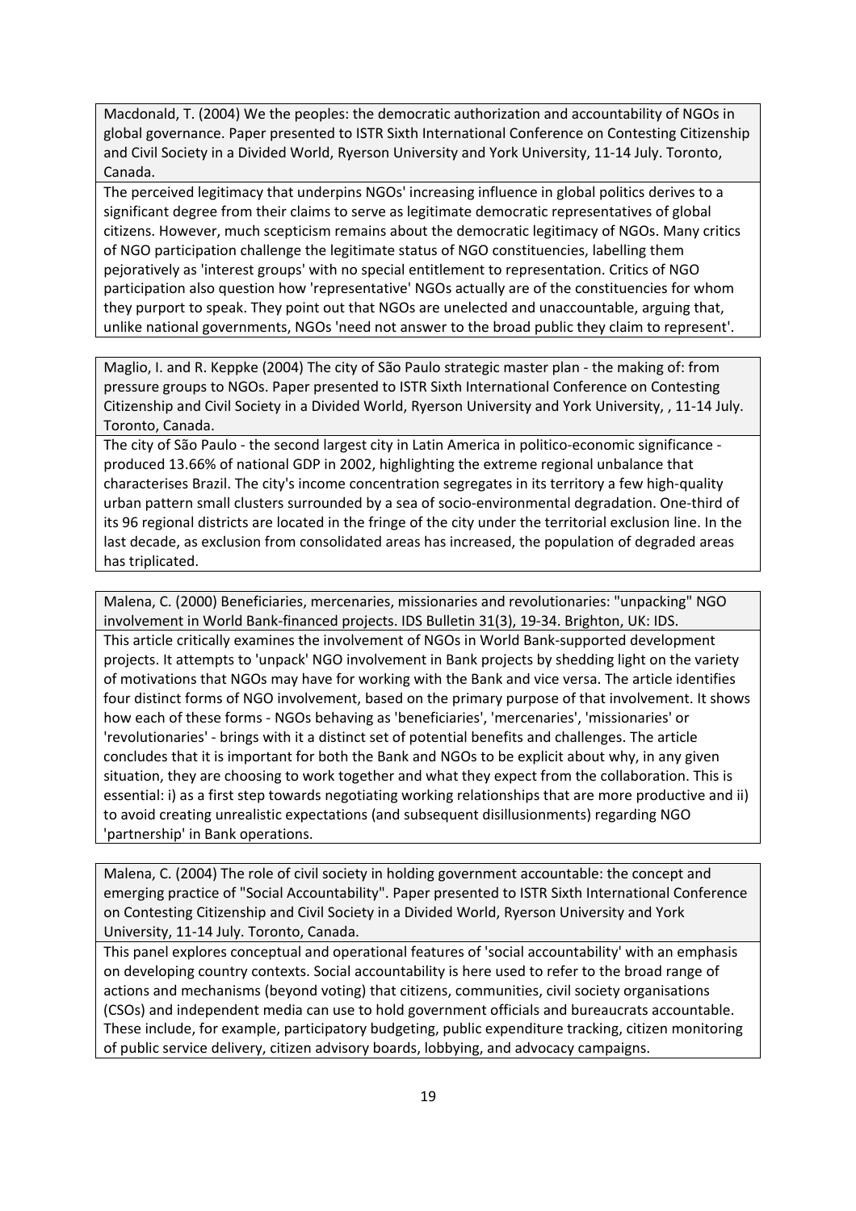Macdonald, T. (2004) We the peoples: the democratic authorization and accountability of NGOs in global governance. Paper presented to ISTR Sixth International Conference on Contesting Citizenship and Civil Society in a Divided World, Ryerson University and York University, 11-14 July. Toronto, Canada.

The perceived legitimacy that underpins NGOs' increasing influence in global politics derives to a significant degree from their claims to serve as legitimate democratic representatives of global citizens. However, much scepticism remains about the democratic legitimacy of NGOs. Many critics of NGO participation challenge the legitimate status of NGO constituencies, labelling them pejoratively as 'interest groups' with no special entitlement to representation. Critics of NGO participation also question how 'representative' NGOs actually are of the constituencies for whom they purport to speak. They point out that NGOs are unelected and unaccountable, arguing that, unlike national governments, NGOs 'need not answer to the broad public they claim to represent'.

Maglio, I. and R. Keppke (2004) The city of São Paulo strategic master plan - the making of: from pressure groups to NGOs. Paper presented to ISTR Sixth International Conference on Contesting Citizenship and Civil Society in a Divided World, Ryerson University and York University, , 11-14 July. Toronto, Canada.

The city of São Paulo - the second largest city in Latin America in politico-economic significance - produced 13.66% of national GDP in 2002, highlighting the extreme regional unbalance that characterises Brazil. The city's income concentration segregates in its territory a few high-quality urban pattern small clusters surrounded by a sea of socio-environmental degradation. One-third of its 96 regional districts are located in the fringe of the city under the territorial exclusion line. In the last decade, as exclusion from consolidated areas has increased, the population of degraded areas has triplicated.

Malena, C. (2000) Beneficiaries, mercenaries, missionaries and revolutionaries: "unpacking" NGO involvement in World Bank-financed projects. IDS Bulletin 31(3), 19-34. Brighton, UK: IDS.

This article critically examines the involvement of NGOs in World Bank-supported development projects. It attempts to 'unpack' NGO involvement in Bank projects by shedding light on the variety of motivations that NGOs may have for working with the Bank and vice versa. The article identifies four distinct forms of NGO involvement, based on the primary purpose of that involvement. It shows how each of these forms - NGOs behaving as 'beneficiaries', 'mercenaries', 'missionaries' or 'revolutionaries' - brings with it a distinct set of potential benefits and challenges. The article concludes that it is important for both the Bank and NGOs to be explicit about why, in any given situation, they are choosing to work together and what they expect from the collaboration. This is essential: i) as a first step towards negotiating working relationships that are more productive and ii) to avoid creating unrealistic expectations (and subsequent disillusionments) regarding NGO 'partnership' in Bank operations.

Malena, C. (2004) The role of civil society in holding government accountable: the concept and emerging practice of "Social Accountability". Paper presented to ISTR Sixth International Conference on Contesting Citizenship and Civil Society in a Divided World, Ryerson University and York University, 11-14 July. Toronto, Canada.

This panel explores conceptual and operational features of 'social accountability' with an emphasis on developing country contexts. Social accountability is here used to refer to the broad range of actions and mechanisms (beyond voting) that citizens, communities, civil society organisations (CSOs) and independent media can use to hold government officials and bureaucrats accountable. These include, for example, participatory budgeting, public expenditure tracking, citizen monitoring of public service delivery, citizen advisory boards, lobbying, and advocacy campaigns.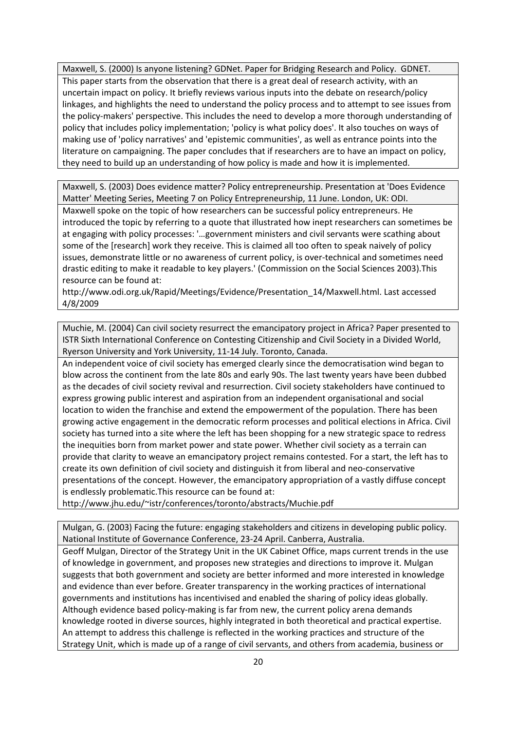Maxwell, S. (2000) Is anyone listening? GDNet. Paper for Bridging Research and Policy. GDNET.

This paper starts from the observation that there is a great deal of research activity, with an uncertain impact on policy. It briefly reviews various inputs into the debate on research/policy linkages, and highlights the need to understand the policy process and to attempt to see issues from the policy-makers' perspective. This includes the need to develop a more thorough understanding of policy that includes policy implementation; 'policy is what policy does'. It also touches on ways of making use of 'policy narratives' and 'epistemic communities', as well as entrance points into the literature on campaigning. The paper concludes that if researchers are to have an impact on policy, they need to build up an understanding of how policy is made and how it is implemented.

Maxwell, S. (2003) Does evidence matter? Policy entrepreneurship. Presentation at 'Does Evidence Matter' Meeting Series, Meeting 7 on Policy Entrepreneurship, 11 June. London, UK: ODI.

Maxwell spoke on the topic of how researchers can be successful policy entrepreneurs. He introduced the topic by referring to a quote that illustrated how inept researchers can sometimes be at engaging with policy processes: '…government ministers and civil servants were scathing about some of the [research] work they receive. This is claimed all too often to speak naively of policy issues, demonstrate little or no awareness of current policy, is over-technical and sometimes need drastic editing to make it readable to key players.' (Commission on the Social Sciences 2003).This resource can be found at: http://www.odi.org.uk/Rapid/Meetings/Evidence/Presentation_14/Maxwell.html. Last accessed 4/8/2009

Muchie, M. (2004) Can civil society resurrect the emancipatory project in Africa? Paper presented to ISTR Sixth International Conference on Contesting Citizenship and Civil Society in a Divided World, Ryerson University and York University, 11-14 July. Toronto, Canada.

An independent voice of civil society has emerged clearly since the democratisation wind began to blow across the continent from the late 80s and early 90s. The last twenty years have been dubbed as the decades of civil society revival and resurrection. Civil society stakeholders have continued to express growing public interest and aspiration from an independent organisational and social location to widen the franchise and extend the empowerment of the population. There has been growing active engagement in the democratic reform processes and political elections in Africa. Civil society has turned into a site where the left has been shopping for a new strategic space to redress the inequities born from market power and state power. Whether civil society as a terrain can provide that clarity to weave an emancipatory project remains contested. For a start, the left has to create its own definition of civil society and distinguish it from liberal and neo-conservative presentations of the concept. However, the emancipatory appropriation of a vastly diffuse concept is endlessly problematic.This resource can be found at: http://www.jhu.edu/~istr/conferences/toronto/abstracts/Muchie.pdf

Mulgan, G. (2003) Facing the future: engaging stakeholders and citizens in developing public policy. National Institute of Governance Conference, 23-24 April. Canberra, Australia.

Geoff Mulgan, Director of the Strategy Unit in the UK Cabinet Office, maps current trends in the use of knowledge in government, and proposes new strategies and directions to improve it. Mulgan suggests that both government and society are better informed and more interested in knowledge and evidence than ever before. Greater transparency in the working practices of international governments and institutions has incentivised and enabled the sharing of policy ideas globally. Although evidence based policy-making is far from new, the current policy arena demands knowledge rooted in diverse sources, highly integrated in both theoretical and practical expertise. An attempt to address this challenge is reflected in the working practices and structure of the Strategy Unit, which is made up of a range of civil servants, and others from academia, business or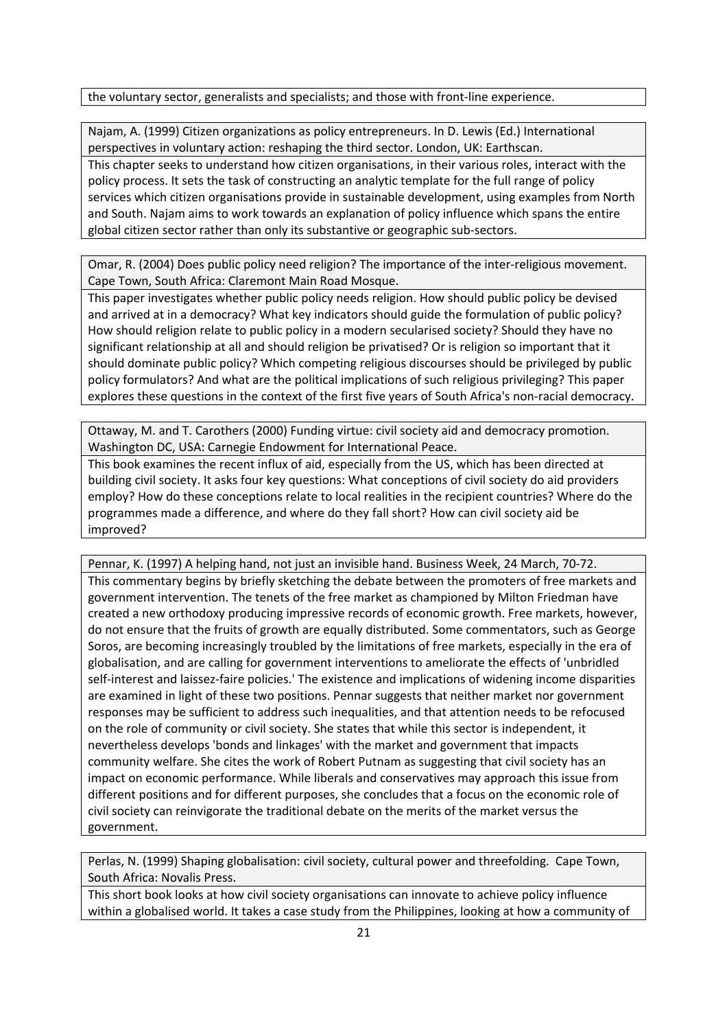the voluntary sector, generalists and specialists; and those with front-line experience.

Najam, A. (1999) Citizen organizations as policy entrepreneurs. In D. Lewis (Ed.) International perspectives in voluntary action: reshaping the third sector. London, UK: Earthscan.

This chapter seeks to understand how citizen organisations, in their various roles, interact with the policy process. It sets the task of constructing an analytic template for the full range of policy services which citizen organisations provide in sustainable development, using examples from North and South. Najam aims to work towards an explanation of policy influence which spans the entire global citizen sector rather than only its substantive or geographic sub-sectors.

Omar, R. (2004) Does public policy need religion? The importance of the inter-religious movement. Cape Town, South Africa: Claremont Main Road Mosque.

This paper investigates whether public policy needs religion. How should public policy be devised and arrived at in a democracy? What key indicators should guide the formulation of public policy? How should religion relate to public policy in a modern secularised society? Should they have no significant relationship at all and should religion be privatised? Or is religion so important that it should dominate public policy? Which competing religious discourses should be privileged by public policy formulators? And what are the political implications of such religious privileging? This paper explores these questions in the context of the first five years of South Africa's non-racial democracy.

Ottaway, M. and T. Carothers (2000) Funding virtue: civil society aid and democracy promotion. Washington DC, USA: Carnegie Endowment for International Peace.

This book examines the recent influx of aid, especially from the US, which has been directed at building civil society. It asks four key questions: What conceptions of civil society do aid providers employ? How do these conceptions relate to local realities in the recipient countries? Where do the programmes made a difference, and where do they fall short? How can civil society aid be improved?

Pennar, K. (1997) A helping hand, not just an invisible hand. Business Week, 24 March, 70-72.

This commentary begins by briefly sketching the debate between the promoters of free markets and government intervention. The tenets of the free market as championed by Milton Friedman have created a new orthodoxy producing impressive records of economic growth. Free markets, however, do not ensure that the fruits of growth are equally distributed. Some commentators, such as George Soros, are becoming increasingly troubled by the limitations of free markets, especially in the era of globalisation, and are calling for government interventions to ameliorate the effects of 'unbridled self-interest and laissez-faire policies.' The existence and implications of widening income disparities are examined in light of these two positions. Pennar suggests that neither market nor government responses may be sufficient to address such inequalities, and that attention needs to be refocused on the role of community or civil society. She states that while this sector is independent, it nevertheless develops 'bonds and linkages' with the market and government that impacts community welfare. She cites the work of Robert Putnam as suggesting that civil society has an impact on economic performance. While liberals and conservatives may approach this issue from different positions and for different purposes, she concludes that a focus on the economic role of civil society can reinvigorate the traditional debate on the merits of the market versus the government.

Perlas, N. (1999) Shaping globalisation: civil society, cultural power and threefolding. Cape Town, South Africa: Novalis Press.

This short book looks at how civil society organisations can innovate to achieve policy influence within a globalised world. It takes a case study from the Philippines, looking at how a community of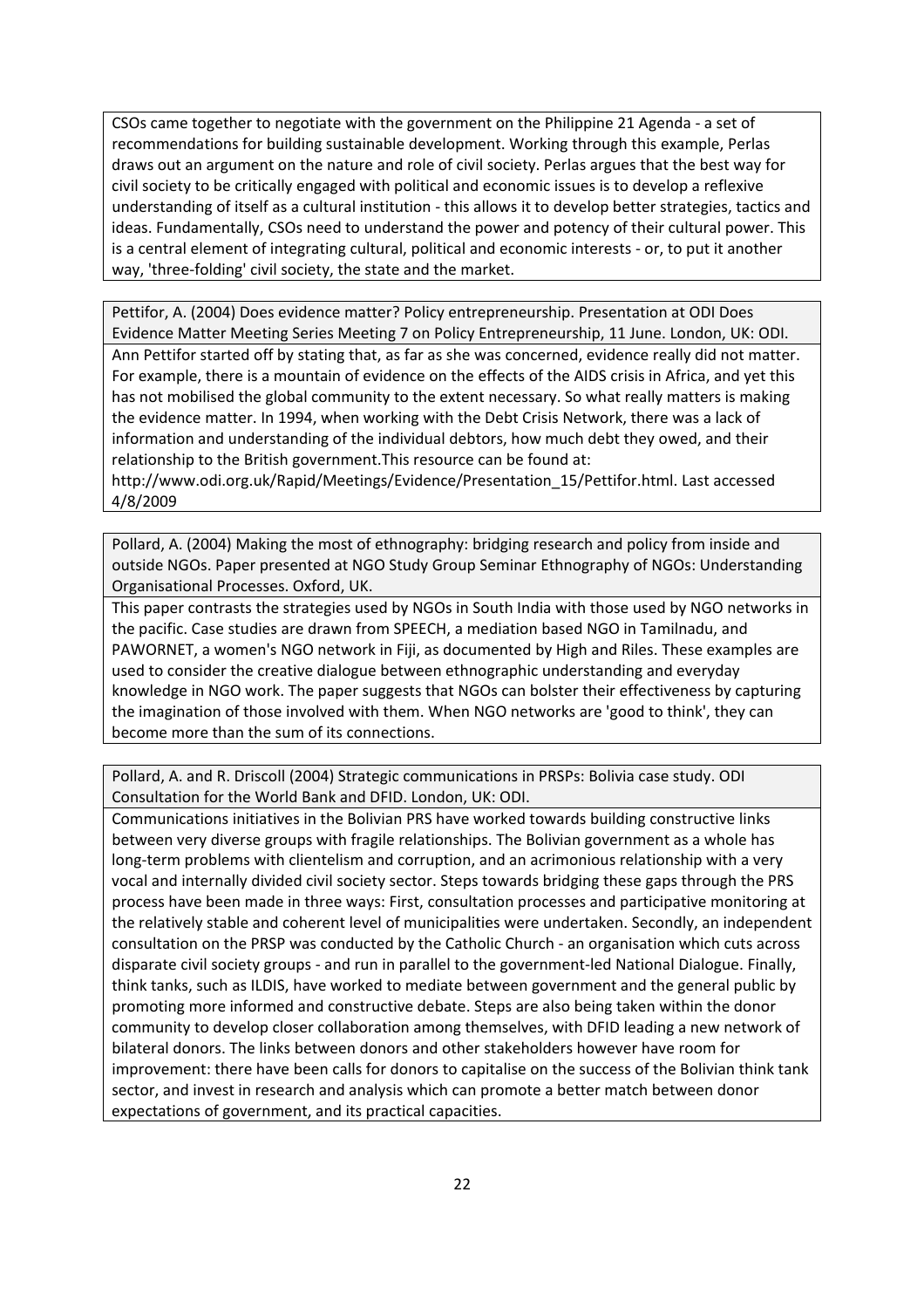CSOs came together to negotiate with the government on the Philippine 21 Agenda - a set of recommendations for building sustainable development. Working through this example, Perlas draws out an argument on the nature and role of civil society. Perlas argues that the best way for civil society to be critically engaged with political and economic issues is to develop a reflexive understanding of itself as a cultural institution - this allows it to develop better strategies, tactics and ideas. Fundamentally, CSOs need to understand the power and potency of their cultural power. This is a central element of integrating cultural, political and economic interests - or, to put it another way, 'three-folding' civil society, the state and the market.

Pettifor, A. (2004) Does evidence matter? Policy entrepreneurship. Presentation at ODI Does Evidence Matter Meeting Series Meeting 7 on Policy Entrepreneurship, 11 June. London, UK: ODI.

Ann Pettifor started off by stating that, as far as she was concerned, evidence really did not matter. For example, there is a mountain of evidence on the effects of the AIDS crisis in Africa, and yet this has not mobilised the global community to the extent necessary. So what really matters is making the evidence matter. In 1994, when working with the Debt Crisis Network, there was a lack of information and understanding of the individual debtors, how much debt they owed, and their relationship to the British government.This resource can be found at: http://www.odi.org.uk/Rapid/Meetings/Evidence/Presentation_15/Pettifor.html. Last accessed 4/8/2009

Pollard, A. (2004) Making the most of ethnography: bridging research and policy from inside and outside NGOs. Paper presented at NGO Study Group Seminar Ethnography of NGOs: Understanding Organisational Processes. Oxford, UK.

This paper contrasts the strategies used by NGOs in South India with those used by NGO networks in the pacific. Case studies are drawn from SPEECH, a mediation based NGO in Tamilnadu, and PAWORNET, a women's NGO network in Fiji, as documented by High and Riles. These examples are used to consider the creative dialogue between ethnographic understanding and everyday knowledge in NGO work. The paper suggests that NGOs can bolster their effectiveness by capturing the imagination of those involved with them. When NGO networks are 'good to think', they can become more than the sum of its connections.

Pollard, A. and R. Driscoll (2004) Strategic communications in PRSPs: Bolivia case study. ODI Consultation for the World Bank and DFID. London, UK: ODI.

Communications initiatives in the Bolivian PRS have worked towards building constructive links between very diverse groups with fragile relationships. The Bolivian government as a whole has long-term problems with clientelism and corruption, and an acrimonious relationship with a very vocal and internally divided civil society sector. Steps towards bridging these gaps through the PRS process have been made in three ways: First, consultation processes and participative monitoring at the relatively stable and coherent level of municipalities were undertaken. Secondly, an independent consultation on the PRSP was conducted by the Catholic Church - an organisation which cuts across disparate civil society groups - and run in parallel to the government-led National Dialogue. Finally, think tanks, such as ILDIS, have worked to mediate between government and the general public by promoting more informed and constructive debate. Steps are also being taken within the donor community to develop closer collaboration among themselves, with DFID leading a new network of bilateral donors. The links between donors and other stakeholders however have room for improvement: there have been calls for donors to capitalise on the success of the Bolivian think tank sector, and invest in research and analysis which can promote a better match between donor expectations of government, and its practical capacities.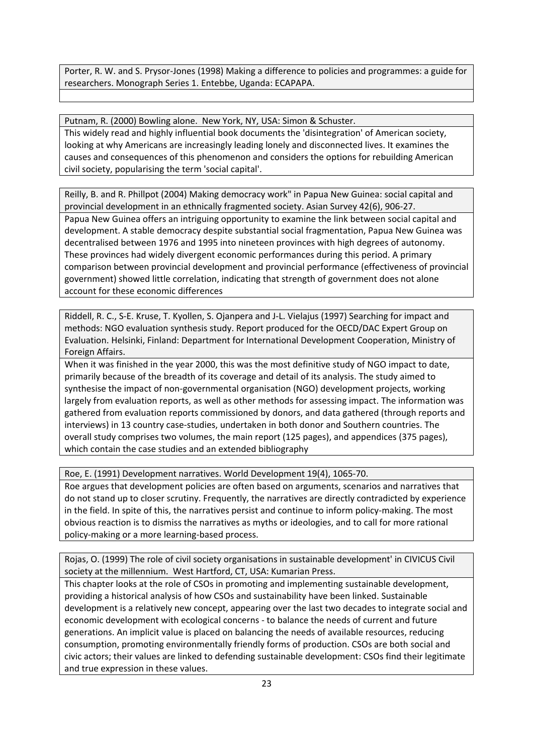Porter, R. W. and S. Prysor-Jones (1998) Making a difference to policies and programmes: a guide for researchers. Monograph Series 1. Entebbe, Uganda: ECAPAPA.

Putnam, R. (2000) Bowling alone. New York, NY, USA: Simon & Schuster.

This widely read and highly influential book documents the 'disintegration' of American society, looking at why Americans are increasingly leading lonely and disconnected lives. It examines the causes and consequences of this phenomenon and considers the options for rebuilding American civil society, popularising the term 'social capital'.

Reilly, B. and R. Phillpot (2004) Making democracy work" in Papua New Guinea: social capital and provincial development in an ethnically fragmented society. Asian Survey 42(6), 906-27.

Papua New Guinea offers an intriguing opportunity to examine the link between social capital and development. A stable democracy despite substantial social fragmentation, Papua New Guinea was decentralised between 1976 and 1995 into nineteen provinces with high degrees of autonomy. These provinces had widely divergent economic performances during this period. A primary comparison between provincial development and provincial performance (effectiveness of provincial government) showed little correlation, indicating that strength of government does not alone account for these economic differences

Riddell, R. C., S-E. Kruse, T. Kyollen, S. Ojanpera and J-L. Vielajus (1997) Searching for impact and methods: NGO evaluation synthesis study. Report produced for the OECD/DAC Expert Group on Evaluation. Helsinki, Finland: Department for International Development Cooperation, Ministry of Foreign Affairs.

When it was finished in the year 2000, this was the most definitive study of NGO impact to date, primarily because of the breadth of its coverage and detail of its analysis. The study aimed to synthesise the impact of non-governmental organisation (NGO) development projects, working largely from evaluation reports, as well as other methods for assessing impact. The information was gathered from evaluation reports commissioned by donors, and data gathered (through reports and interviews) in 13 country case-studies, undertaken in both donor and Southern countries. The overall study comprises two volumes, the main report (125 pages), and appendices (375 pages), which contain the case studies and an extended bibliography

Roe, E. (1991) Development narratives. World Development 19(4), 1065-70.

Roe argues that development policies are often based on arguments, scenarios and narratives that do not stand up to closer scrutiny. Frequently, the narratives are directly contradicted by experience in the field. In spite of this, the narratives persist and continue to inform policy-making. The most obvious reaction is to dismiss the narratives as myths or ideologies, and to call for more rational policy-making or a more learning-based process.

Rojas, O. (1999) The role of civil society organisations in sustainable development' in CIVICUS Civil society at the millennium. West Hartford, CT, USA: Kumarian Press.

This chapter looks at the role of CSOs in promoting and implementing sustainable development, providing a historical analysis of how CSOs and sustainability have been linked. Sustainable development is a relatively new concept, appearing over the last two decades to integrate social and economic development with ecological concerns - to balance the needs of current and future generations. An implicit value is placed on balancing the needs of available resources, reducing consumption, promoting environmentally friendly forms of production. CSOs are both social and civic actors; their values are linked to defending sustainable development: CSOs find their legitimate and true expression in these values.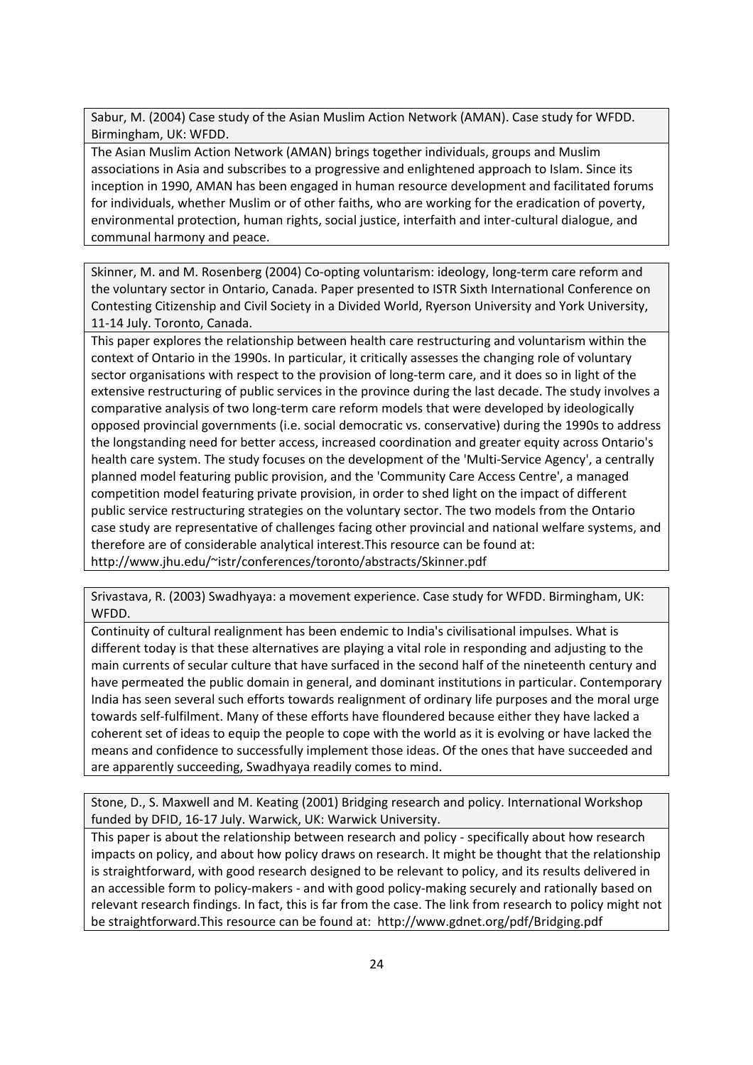Sabur, M. (2004) Case study of the Asian Muslim Action Network (AMAN). Case study for WFDD. Birmingham, UK: WFDD.

The Asian Muslim Action Network (AMAN) brings together individuals, groups and Muslim associations in Asia and subscribes to a progressive and enlightened approach to Islam. Since its inception in 1990, AMAN has been engaged in human resource development and facilitated forums for individuals, whether Muslim or of other faiths, who are working for the eradication of poverty, environmental protection, human rights, social justice, interfaith and inter-cultural dialogue, and communal harmony and peace.

Skinner, M. and M. Rosenberg (2004) Co-opting voluntarism: ideology, long-term care reform and the voluntary sector in Ontario, Canada. Paper presented to ISTR Sixth International Conference on Contesting Citizenship and Civil Society in a Divided World, Ryerson University and York University, 11-14 July. Toronto, Canada.

This paper explores the relationship between health care restructuring and voluntarism within the context of Ontario in the 1990s. In particular, it critically assesses the changing role of voluntary sector organisations with respect to the provision of long-term care, and it does so in light of the extensive restructuring of public services in the province during the last decade. The study involves a comparative analysis of two long-term care reform models that were developed by ideologically opposed provincial governments (i.e. social democratic vs. conservative) during the 1990s to address the longstanding need for better access, increased coordination and greater equity across Ontario's health care system. The study focuses on the development of the 'Multi-Service Agency', a centrally planned model featuring public provision, and the 'Community Care Access Centre', a managed competition model featuring private provision, in order to shed light on the impact of different public service restructuring strategies on the voluntary sector. The two models from the Ontario case study are representative of challenges facing other provincial and national welfare systems, and therefore are of considerable analytical interest.This resource can be found at: http://www.jhu.edu/~istr/conferences/toronto/abstracts/Skinner.pdf

Srivastava, R. (2003) Swadhyaya: a movement experience. Case study for WFDD. Birmingham, UK: WFDD.

Continuity of cultural realignment has been endemic to India's civilisational impulses. What is different today is that these alternatives are playing a vital role in responding and adjusting to the main currents of secular culture that have surfaced in the second half of the nineteenth century and have permeated the public domain in general, and dominant institutions in particular. Contemporary India has seen several such efforts towards realignment of ordinary life purposes and the moral urge towards self-fulfilment. Many of these efforts have floundered because either they have lacked a coherent set of ideas to equip the people to cope with the world as it is evolving or have lacked the means and confidence to successfully implement those ideas. Of the ones that have succeeded and are apparently succeeding, Swadhyaya readily comes to mind.

Stone, D., S. Maxwell and M. Keating (2001) Bridging research and policy. International Workshop funded by DFID, 16-17 July. Warwick, UK: Warwick University.

This paper is about the relationship between research and policy - specifically about how research impacts on policy, and about how policy draws on research. It might be thought that the relationship is straightforward, with good research designed to be relevant to policy, and its results delivered in an accessible form to policy-makers - and with good policy-making securely and rationally based on relevant research findings. In fact, this is far from the case. The link from research to policy might not be straightforward.This resource can be found at: http://www.gdnet.org/pdf/Bridging.pdf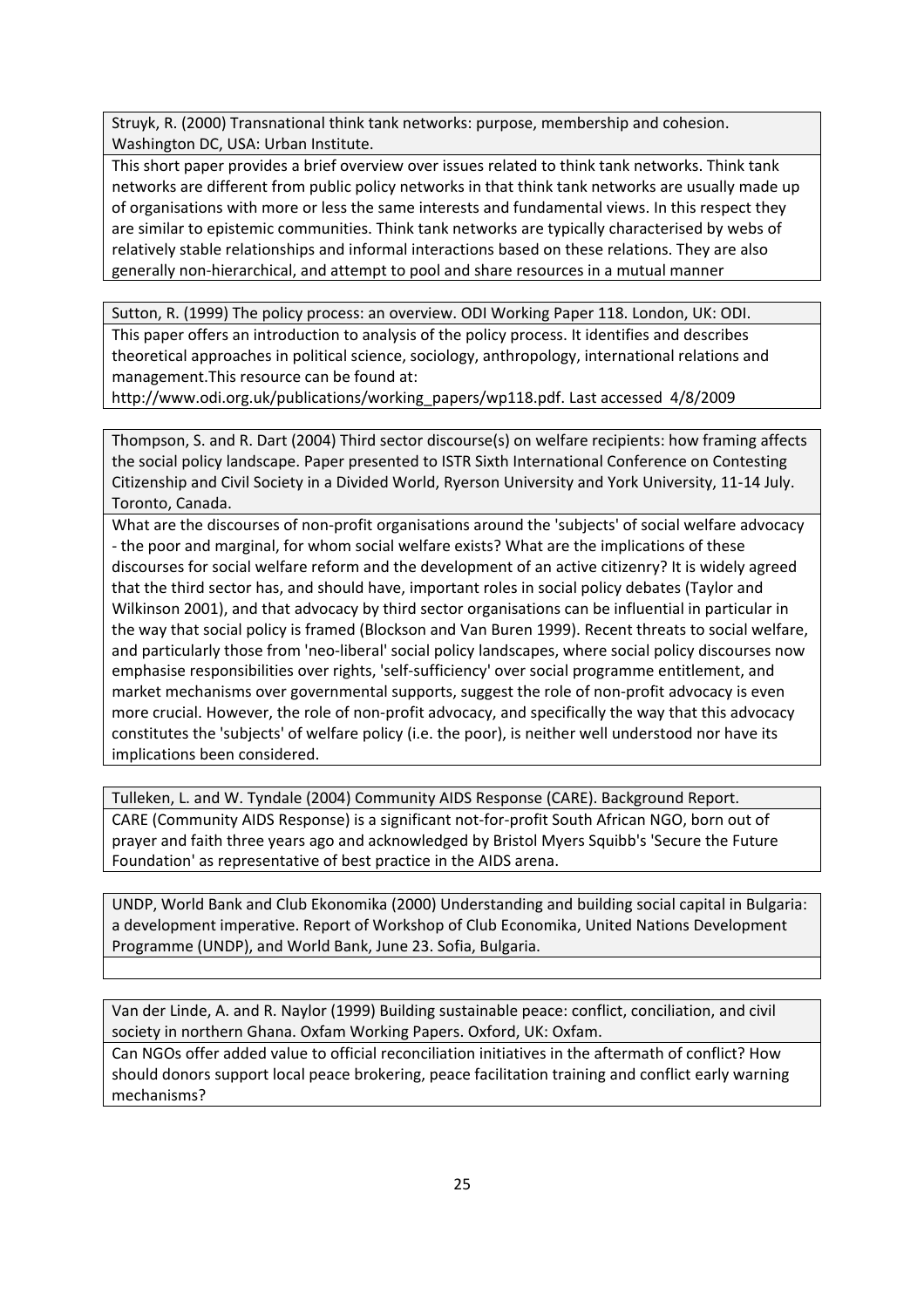Struyk, R. (2000) Transnational think tank networks: purpose, membership and cohesion. Washington DC, USA: Urban Institute.

This short paper provides a brief overview over issues related to think tank networks. Think tank networks are different from public policy networks in that think tank networks are usually made up of organisations with more or less the same interests and fundamental views. In this respect they are similar to epistemic communities. Think tank networks are typically characterised by webs of relatively stable relationships and informal interactions based on these relations. They are also generally non-hierarchical, and attempt to pool and share resources in a mutual manner

Sutton, R. (1999) The policy process: an overview. ODI Working Paper 118. London, UK: ODI.

This paper offers an introduction to analysis of the policy process. It identifies and describes theoretical approaches in political science, sociology, anthropology, international relations and management.This resource can be found at: http://www.odi.org.uk/publications/working_papers/wp118.pdf. Last accessed 4/8/2009

Thompson, S. and R. Dart (2004) Third sector discourse(s) on welfare recipients: how framing affects the social policy landscape. Paper presented to ISTR Sixth International Conference on Contesting Citizenship and Civil Society in a Divided World, Ryerson University and York University, 11-14 July. Toronto, Canada.

What are the discourses of non-profit organisations around the 'subjects' of social welfare advocacy - the poor and marginal, for whom social welfare exists? What are the implications of these discourses for social welfare reform and the development of an active citizenry? It is widely agreed that the third sector has, and should have, important roles in social policy debates (Taylor and Wilkinson 2001), and that advocacy by third sector organisations can be influential in particular in the way that social policy is framed (Blockson and Van Buren 1999). Recent threats to social welfare, and particularly those from 'neo-liberal' social policy landscapes, where social policy discourses now emphasise responsibilities over rights, 'self-sufficiency' over social programme entitlement, and market mechanisms over governmental supports, suggest the role of non-profit advocacy is even more crucial. However, the role of non-profit advocacy, and specifically the way that this advocacy constitutes the 'subjects' of welfare policy (i.e. the poor), is neither well understood nor have its implications been considered.

Tulleken, L. and W. Tyndale (2004) Community AIDS Response (CARE). Background Report.

CARE (Community AIDS Response) is a significant not-for-profit South African NGO, born out of prayer and faith three years ago and acknowledged by Bristol Myers Squibb's 'Secure the Future Foundation' as representative of best practice in the AIDS arena.

UNDP, World Bank and Club Ekonomika (2000) Understanding and building social capital in Bulgaria: a development imperative. Report of Workshop of Club Economika, United Nations Development Programme (UNDP), and World Bank, June 23. Sofia, Bulgaria.

Van der Linde, A. and R. Naylor (1999) Building sustainable peace: conflict, conciliation, and civil society in northern Ghana. Oxfam Working Papers. Oxford, UK: Oxfam.

Can NGOs offer added value to official reconciliation initiatives in the aftermath of conflict? How should donors support local peace brokering, peace facilitation training and conflict early warning mechanisms?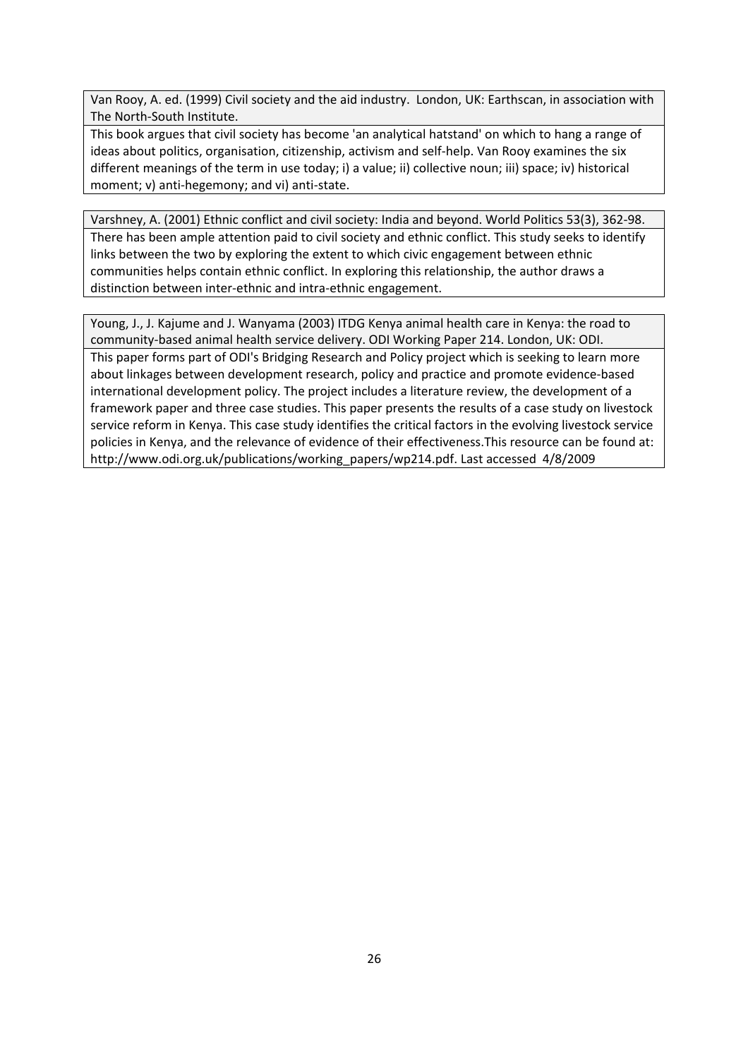Van Rooy, A. ed. (1999) Civil society and the aid industry. London, UK: Earthscan, in association with The North-South Institute.

This book argues that civil society has become 'an analytical hatstand' on which to hang a range of ideas about politics, organisation, citizenship, activism and self-help. Van Rooy examines the six different meanings of the term in use today; i) a value; ii) collective noun; iii) space; iv) historical moment; v) anti-hegemony; and vi) anti-state.

Varshney, A. (2001) Ethnic conflict and civil society: India and beyond. World Politics 53(3), 362-98.

There has been ample attention paid to civil society and ethnic conflict. This study seeks to identify links between the two by exploring the extent to which civic engagement between ethnic communities helps contain ethnic conflict. In exploring this relationship, the author draws a distinction between inter-ethnic and intra-ethnic engagement.

Young, J., J. Kajume and J. Wanyama (2003) ITDG Kenya animal health care in Kenya: the road to community-based animal health service delivery. ODI Working Paper 214. London, UK: ODI.

This paper forms part of ODI's Bridging Research and Policy project which is seeking to learn more about linkages between development research, policy and practice and promote evidence-based international development policy. The project includes a literature review, the development of a framework paper and three case studies. This paper presents the results of a case study on livestock service reform in Kenya. This case study identifies the critical factors in the evolving livestock service policies in Kenya, and the relevance of evidence of their effectiveness.This resource can be found at: http://www.odi.org.uk/publications/working_papers/wp214.pdf. Last accessed 4/8/2009